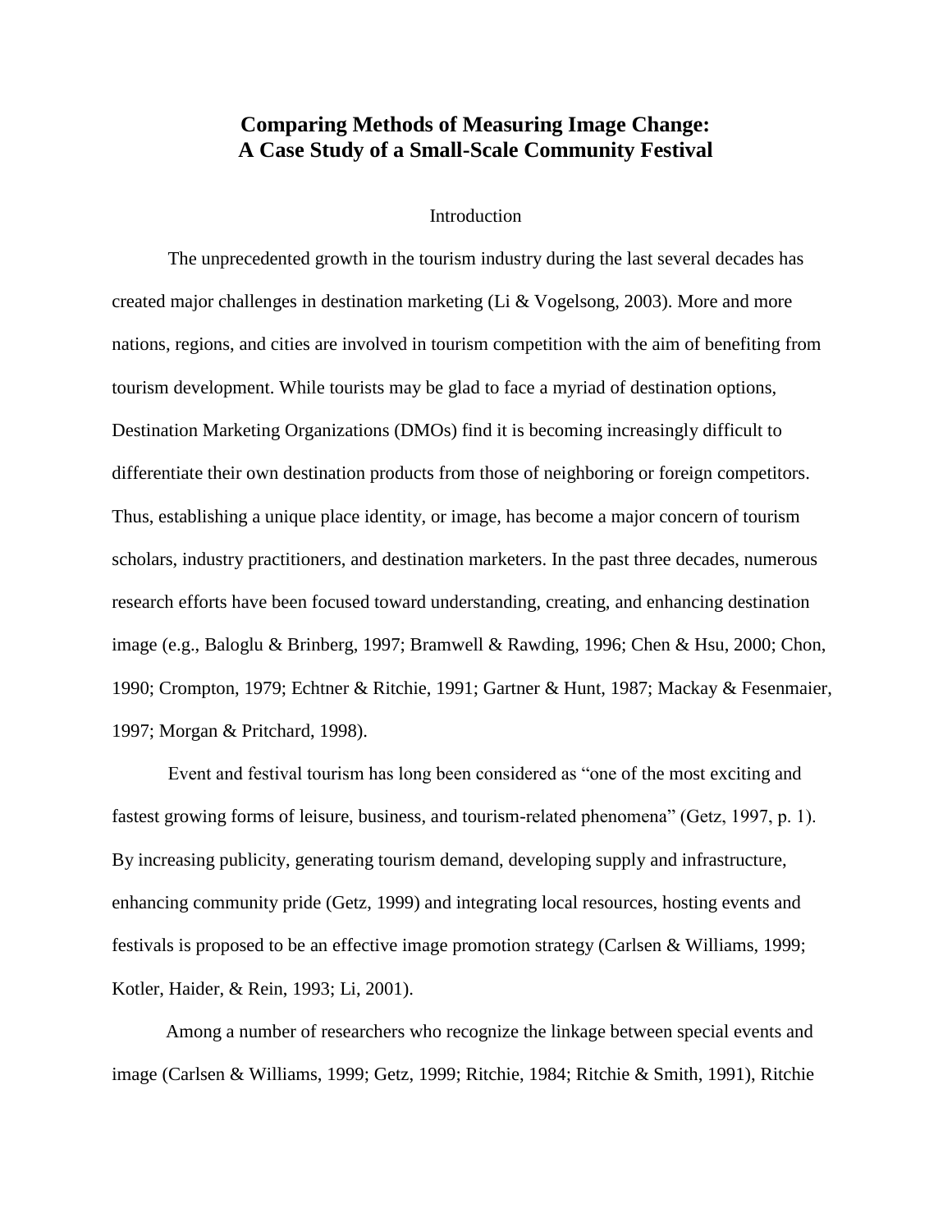# Comparing Methods of Measuring Image Change: A Case Study of a Small-Scale Community Festival

## Introduction

The unprecedented growth in the tourism industry during the last several decades has created major challenges in destination marketing (Li & Vogelsong, 2003). More and more nations, regions, and cities are involved in tourism competition with the aim of benefiting from tourism development. While tourists may be glad to face a myriad of destination options, Destination Marketing Organizations (DMOs) find it is becoming increasingly difficult to differentiate their own destination products from those of neighboring or foreign competitors. Thus, establishing a unique place identity, or image, has become a major concern of tourism scholars, industry practitioners, and destination marketers. In the past three decades, numerous research efforts have been focused toward understanding, creating, and enhancing destination image (e.g., Baloglu & Brinberg, 1997; Bramwell & Rawding, 1996; Chen & Hsu, 2000; Chon, 1990; Crompton, 1979; Echtner & Ritchie, 1991; Gartner & Hunt, 1987; Mackay & Fesenmaier, 1997; Morgan & Pritchard, 1998).

Event and festival tourism has long been considered as "one of the most exciting and fastest growing forms of leisure, business, and tourism-related phenomena" (Getz, 1997, p. 1). By increasing publicity, generating tourism demand, developing supply and infrastructure, enhancing community pride (Getz, 1999) and integrating local resources, hosting events and festivals is proposed to be an effective image promotion strategy (Carlsen & Williams, 1999; Kotler, Haider, & Rein, 1993; Li, 2001).

Among a number of researchers who recognize the linkage between special events and image (Carlsen & Williams, 1999; Getz, 1999; Ritchie, 1984; Ritchie & Smith, 1991), Ritchie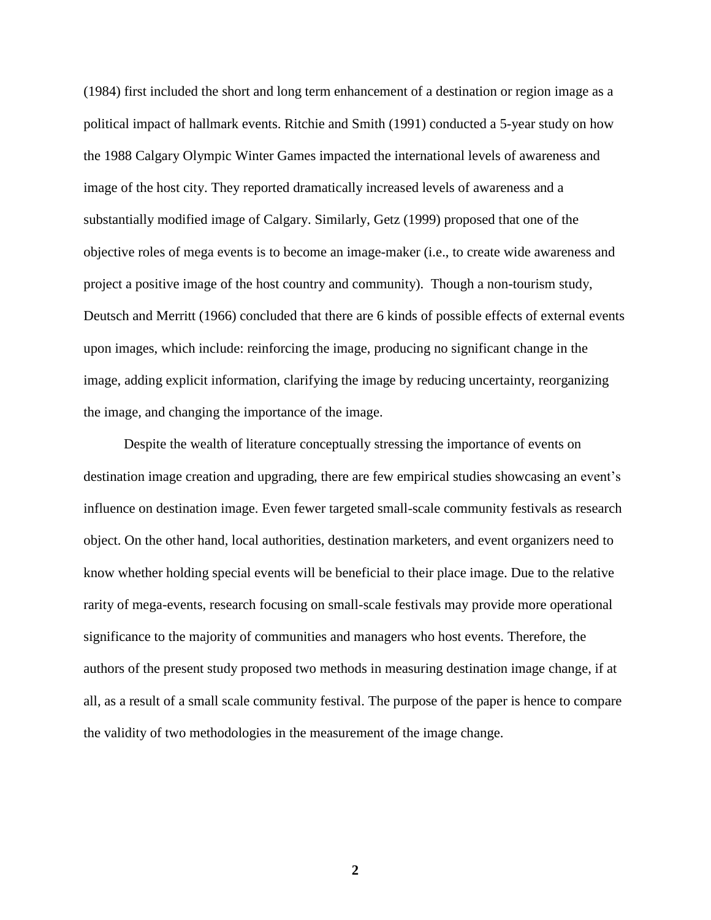(1984) first included the short and long term enhancement of a destination or region image as a political impact of hallmark events. Ritchie and Smith (1991) conducted a 5-year study on how the 1988 Calgary Olympic Winter Games impacted the international levels of awareness and image of the host city. They reported dramatically increased levels of awareness and a substantially modified image of Calgary. Similarly, Getz (1999) proposed that one of the objective roles of mega events is to become an image-maker (i.e., to create wide awareness and project a positive image of the host country and community). Though a non-tourism study, Deutsch and Merritt (1966) concluded that there are 6 kinds of possible effects of external events upon images, which include: reinforcing the image, producing no significant change in the image, adding explicit information, clarifying the image by reducing uncertainty, reorganizing the image, and changing the importance of the image.

Despite the wealth of literature conceptually stressing the importance of events on destination image creation and upgrading, there are few empirical studies showcasing an event's influence on destination image. Even fewer targeted small-scale community festivals as research object. On the other hand, local authorities, destination marketers, and event organizers need to know whether holding special events will be beneficial to their place image. Due to the relative rarity of mega-events, research focusing on small-scale festivals may provide more operational significance to the majority of communities and managers who host events. Therefore, the authors of the present study proposed two methods in measuring destination image change, if at all, as a result of a small scale community festival. The purpose of the paper is hence to compare the validity of two methodologies in the measurement of the image change.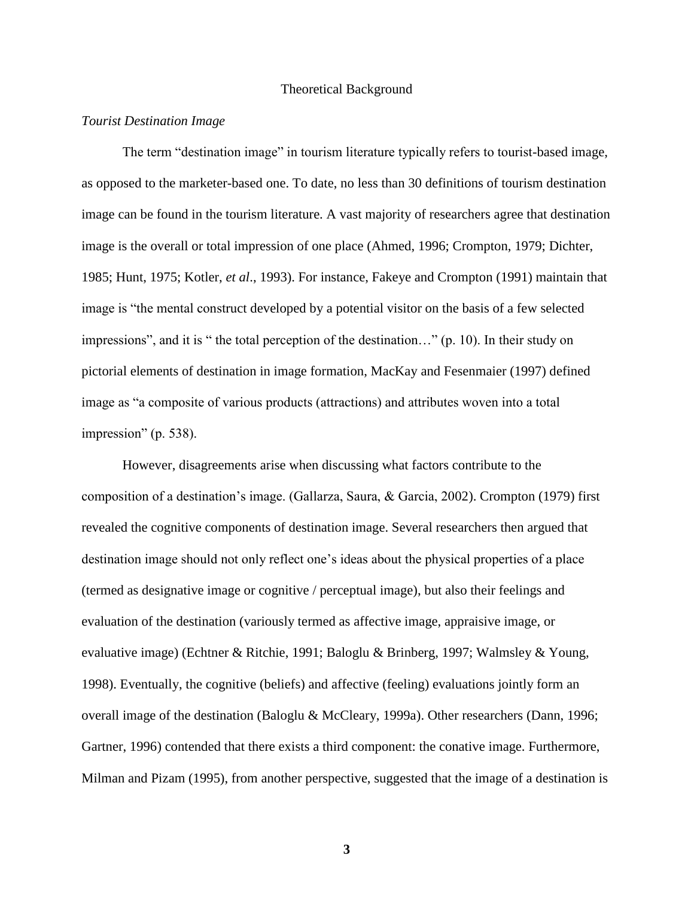# Theoretical Background

*Tourist Destination Image*

The term "destination image" in tourism literature typically refers to tourist-based image, as opposed to the marketer-based one. To date, no less than 30 definitions of tourism destination image can be found in the tourism literature. A vast majority of researchers agree that destination image is the overall or total impression of one place (Ahmed, 1996; Crompton, 1979; Dichter, 1985; Hunt, 1975; Kotler, *et al*., 1993). For instance, Fakeye and Crompton (1991) maintain that image is "the mental construct developed by a potential visitor on the basis of a few selected impressions", and it is " the total perception of the destination…" (p. 10). In their study on pictorial elements of destination in image formation, MacKay and Fesenmaier (1997) defined image as "a composite of various products (attractions) and attributes woven into a total impression" (p. 538).

However, disagreements arise when discussing what factors contribute to the composition of a destination's image. (Gallarza, Saura, & Garcia, 2002). Crompton (1979) first revealed the cognitive components of destination image. Several researchers then argued that destination image should not only reflect one's ideas about the physical properties of a place (termed as designative image or cognitive / perceptual image), but also their feelings and evaluation of the destination (variously termed as affective image, appraisive image, or evaluative image) (Echtner & Ritchie, 1991; Baloglu & Brinberg, 1997; Walmsley & Young, 1998). Eventually, the cognitive (beliefs) and affective (feeling) evaluations jointly form an overall image of the destination (Baloglu & McCleary, 1999a). Other researchers (Dann, 1996; Gartner, 1996) contended that there exists a third component: the conative image. Furthermore, Milman and Pizam (1995), from another perspective, suggested that the image of a destination is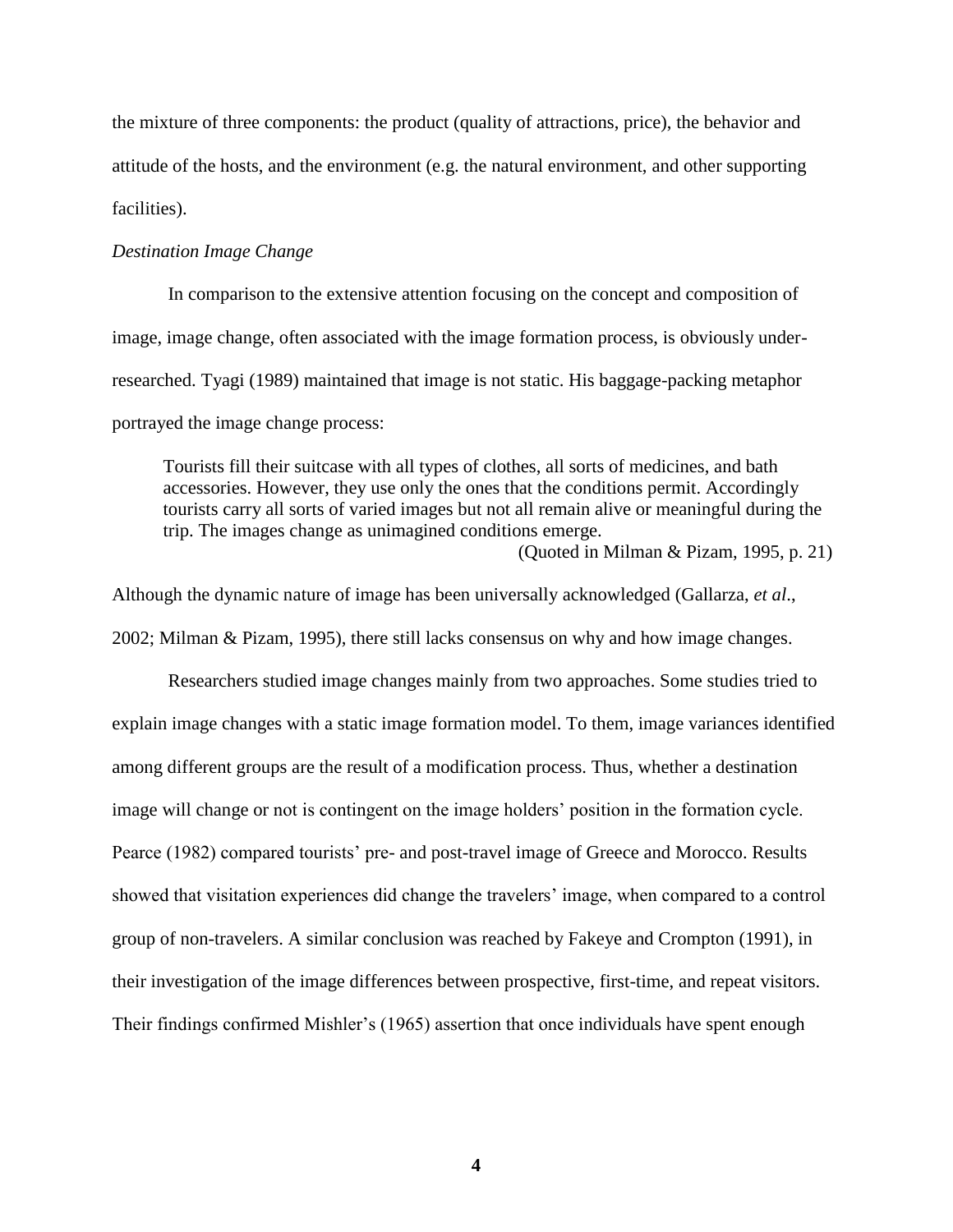the mixture of three components: the product (quality of attractions, price), the behavior and attitude of the hosts, and the environment (e.g. the natural environment, and other supporting facilities).

*Destination Image Change*

In comparison to the extensive attention focusing on the concept and composition of image, image change, often associated with the image formation process, is obviously under-researched. Tyagi (1989) maintained that image is not static. His baggage-packing metaphor portrayed the image change process:

> Tourists fill their suitcase with all types of clothes, all sorts of medicines, and bath accessories. However, they use only the ones that the conditions permit. Accordingly tourists carry all sorts of varied images but not all remain alive or meaningful during the trip. The images change as unimagined conditions emerge.
>
> (Quoted in Milman & Pizam, 1995, p. 21)

Although the dynamic nature of image has been universally acknowledged (Gallarza, *et al*., 2002; Milman & Pizam, 1995), there still lacks consensus on why and how image changes.

Researchers studied image changes mainly from two approaches. Some studies tried to explain image changes with a static image formation model. To them, image variances identified among different groups are the result of a modification process. Thus, whether a destination image will change or not is contingent on the image holders' position in the formation cycle. Pearce (1982) compared tourists' pre- and post-travel image of Greece and Morocco. Results showed that visitation experiences did change the travelers' image, when compared to a control group of non-travelers. A similar conclusion was reached by Fakeye and Crompton (1991), in their investigation of the image differences between prospective, first-time, and repeat visitors. Their findings confirmed Mishler's (1965) assertion that once individuals have spent enough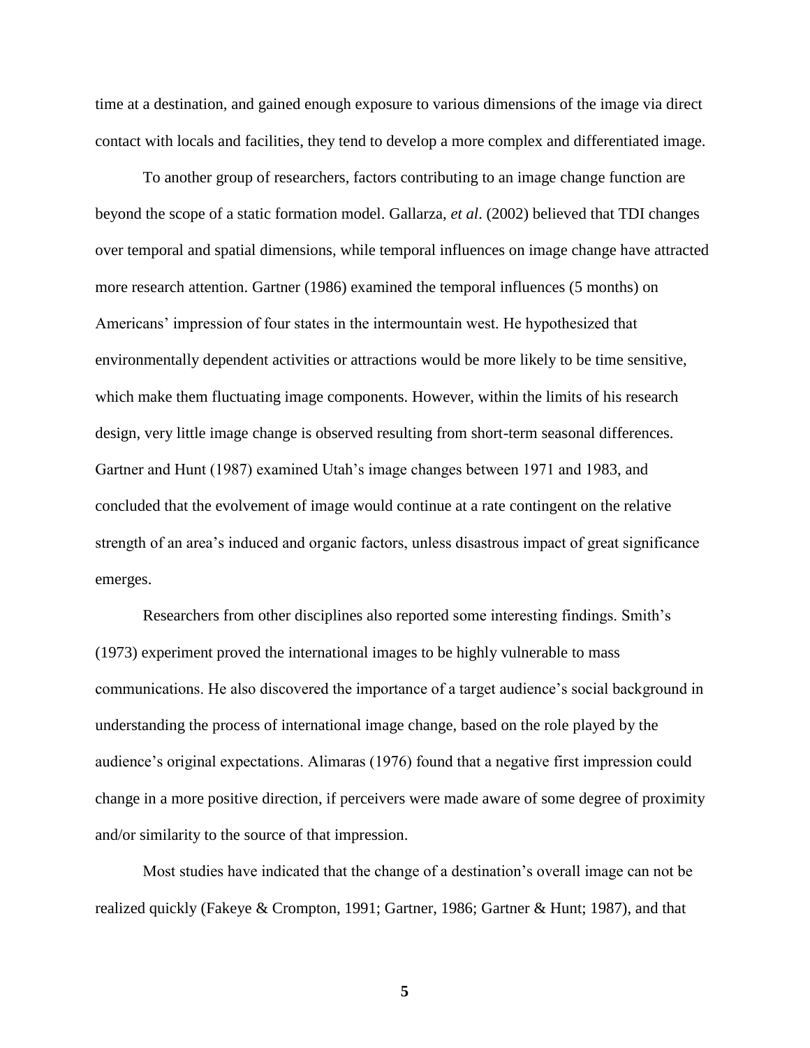time at a destination, and gained enough exposure to various dimensions of the image via direct contact with locals and facilities, they tend to develop a more complex and differentiated image.

To another group of researchers, factors contributing to an image change function are beyond the scope of a static formation model. Gallarza, *et al*. (2002) believed that TDI changes over temporal and spatial dimensions, while temporal influences on image change have attracted more research attention. Gartner (1986) examined the temporal influences (5 months) on Americans' impression of four states in the intermountain west. He hypothesized that environmentally dependent activities or attractions would be more likely to be time sensitive, which make them fluctuating image components. However, within the limits of his research design, very little image change is observed resulting from short-term seasonal differences. Gartner and Hunt (1987) examined Utah's image changes between 1971 and 1983, and concluded that the evolvement of image would continue at a rate contingent on the relative strength of an area's induced and organic factors, unless disastrous impact of great significance emerges.

Researchers from other disciplines also reported some interesting findings. Smith's (1973) experiment proved the international images to be highly vulnerable to mass communications. He also discovered the importance of a target audience's social background in understanding the process of international image change, based on the role played by the audience's original expectations. Alimaras (1976) found that a negative first impression could change in a more positive direction, if perceivers were made aware of some degree of proximity and/or similarity to the source of that impression.

Most studies have indicated that the change of a destination's overall image can not be realized quickly (Fakeye & Crompton, 1991; Gartner, 1986; Gartner & Hunt; 1987), and that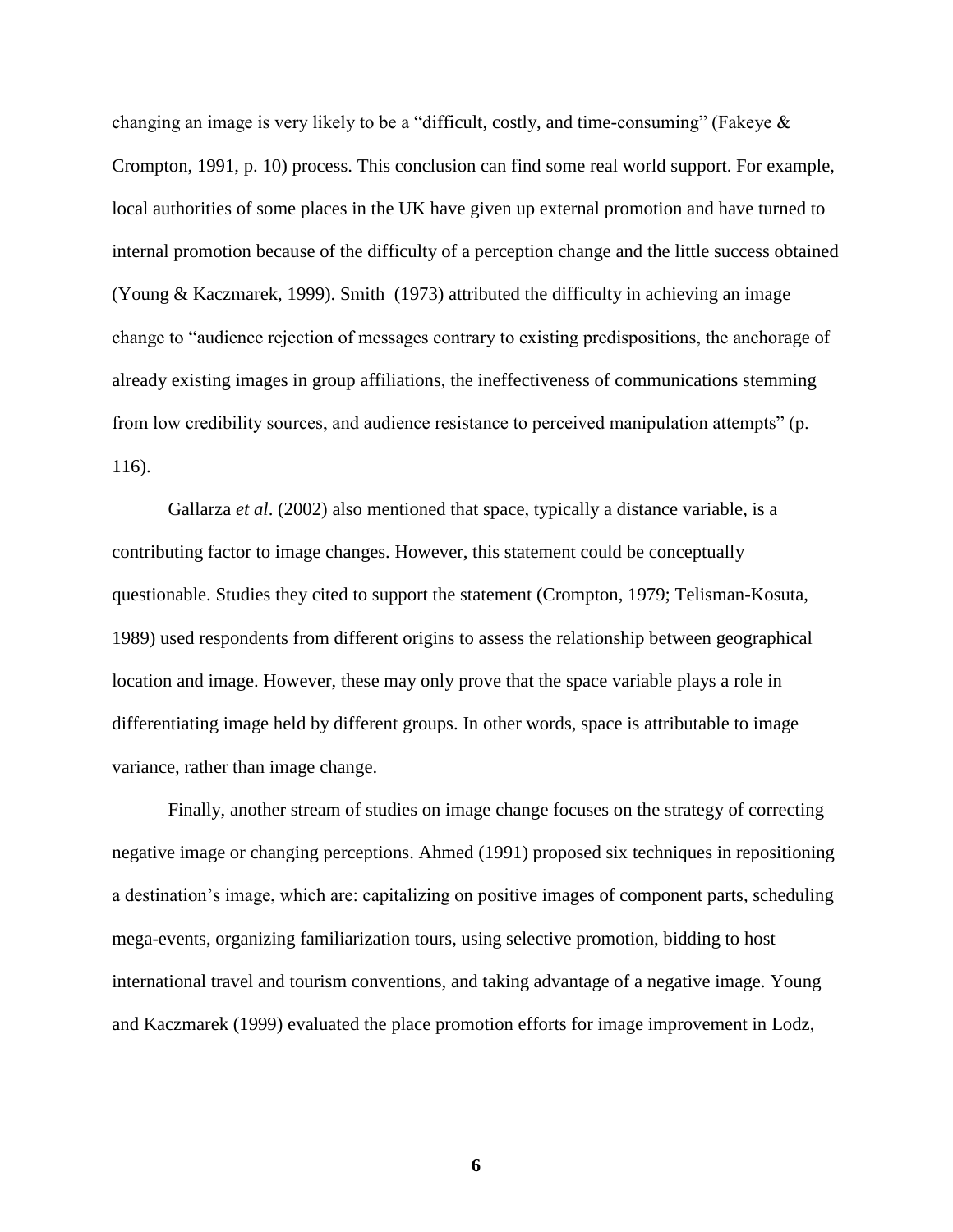changing an image is very likely to be a "difficult, costly, and time-consuming" (Fakeye & Crompton, 1991, p. 10) process. This conclusion can find some real world support. For example, local authorities of some places in the UK have given up external promotion and have turned to internal promotion because of the difficulty of a perception change and the little success obtained (Young & Kaczmarek, 1999). Smith (1973) attributed the difficulty in achieving an image change to "audience rejection of messages contrary to existing predispositions, the anchorage of already existing images in group affiliations, the ineffectiveness of communications stemming from low credibility sources, and audience resistance to perceived manipulation attempts" (p. 116).

Gallarza *et al*. (2002) also mentioned that space, typically a distance variable, is a contributing factor to image changes. However, this statement could be conceptually questionable. Studies they cited to support the statement (Crompton, 1979; Telisman-Kosuta, 1989) used respondents from different origins to assess the relationship between geographical location and image. However, these may only prove that the space variable plays a role in differentiating image held by different groups. In other words, space is attributable to image variance, rather than image change.

Finally, another stream of studies on image change focuses on the strategy of correcting negative image or changing perceptions. Ahmed (1991) proposed six techniques in repositioning a destination's image, which are: capitalizing on positive images of component parts, scheduling mega-events, organizing familiarization tours, using selective promotion, bidding to host international travel and tourism conventions, and taking advantage of a negative image. Young and Kaczmarek (1999) evaluated the place promotion efforts for image improvement in Lodz,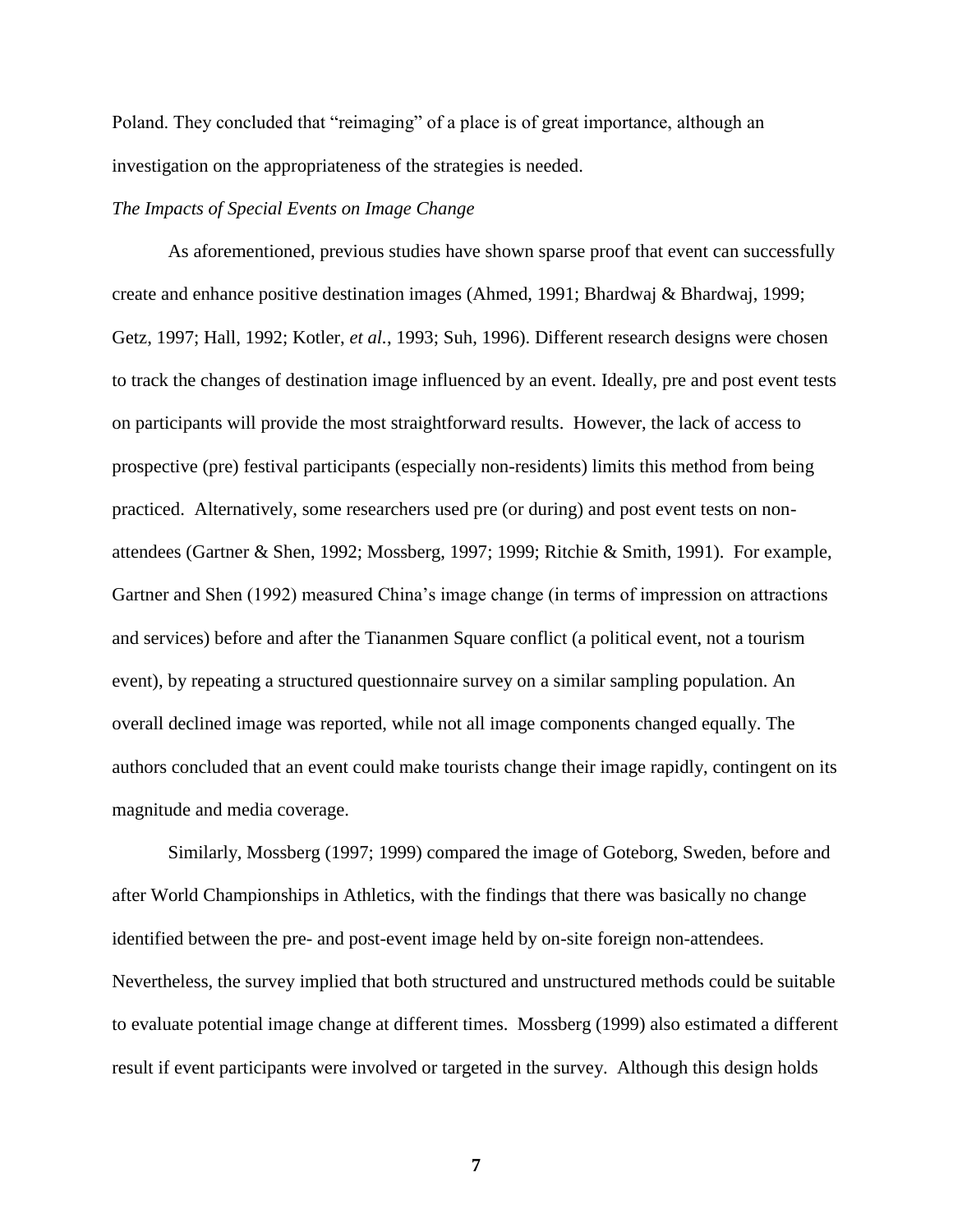Poland. They concluded that "reimaging" of a place is of great importance, although an investigation on the appropriateness of the strategies is needed.

*The Impacts of Special Events on Image Change*

As aforementioned, previous studies have shown sparse proof that event can successfully create and enhance positive destination images (Ahmed, 1991; Bhardwaj & Bhardwaj, 1999; Getz, 1997; Hall, 1992; Kotler, *et al.*, 1993; Suh, 1996). Different research designs were chosen to track the changes of destination image influenced by an event. Ideally, pre and post event tests on participants will provide the most straightforward results. However, the lack of access to prospective (pre) festival participants (especially non-residents) limits this method from being practiced. Alternatively, some researchers used pre (or during) and post event tests on non-attendees (Gartner & Shen, 1992; Mossberg, 1997; 1999; Ritchie & Smith, 1991). For example, Gartner and Shen (1992) measured China's image change (in terms of impression on attractions and services) before and after the Tiananmen Square conflict (a political event, not a tourism event), by repeating a structured questionnaire survey on a similar sampling population. An overall declined image was reported, while not all image components changed equally. The authors concluded that an event could make tourists change their image rapidly, contingent on its magnitude and media coverage.

Similarly, Mossberg (1997; 1999) compared the image of Goteborg, Sweden, before and after World Championships in Athletics, with the findings that there was basically no change identified between the pre- and post-event image held by on-site foreign non-attendees. Nevertheless, the survey implied that both structured and unstructured methods could be suitable to evaluate potential image change at different times. Mossberg (1999) also estimated a different result if event participants were involved or targeted in the survey. Although this design holds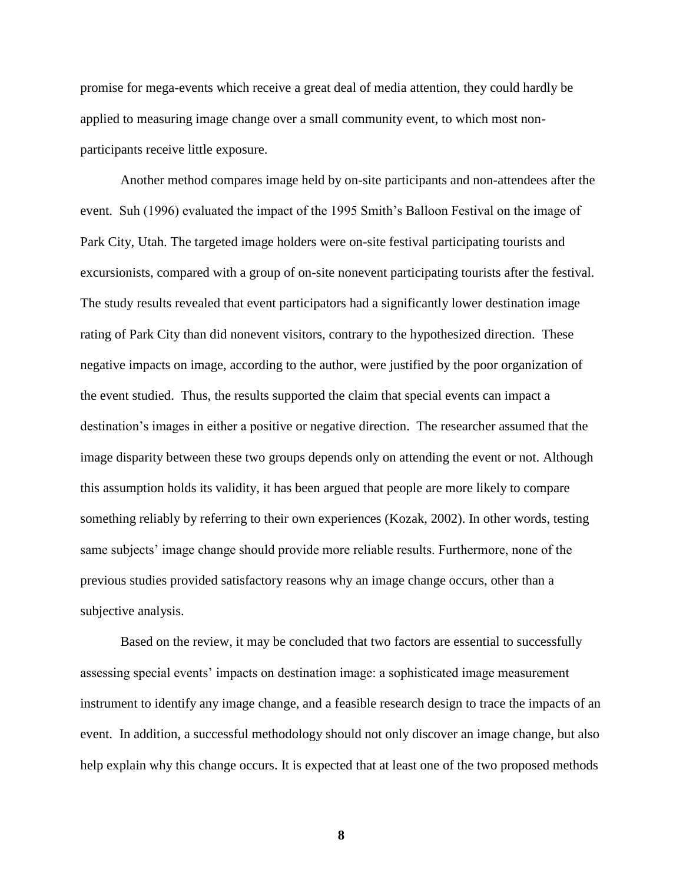promise for mega-events which receive a great deal of media attention, they could hardly be applied to measuring image change over a small community event, to which most non-participants receive little exposure.

Another method compares image held by on-site participants and non-attendees after the event. Suh (1996) evaluated the impact of the 1995 Smith's Balloon Festival on the image of Park City, Utah. The targeted image holders were on-site festival participating tourists and excursionists, compared with a group of on-site nonevent participating tourists after the festival. The study results revealed that event participators had a significantly lower destination image rating of Park City than did nonevent visitors, contrary to the hypothesized direction. These negative impacts on image, according to the author, were justified by the poor organization of the event studied. Thus, the results supported the claim that special events can impact a destination's images in either a positive or negative direction. The researcher assumed that the image disparity between these two groups depends only on attending the event or not. Although this assumption holds its validity, it has been argued that people are more likely to compare something reliably by referring to their own experiences (Kozak, 2002). In other words, testing same subjects' image change should provide more reliable results. Furthermore, none of the previous studies provided satisfactory reasons why an image change occurs, other than a subjective analysis.

Based on the review, it may be concluded that two factors are essential to successfully assessing special events' impacts on destination image: a sophisticated image measurement instrument to identify any image change, and a feasible research design to trace the impacts of an event. In addition, a successful methodology should not only discover an image change, but also help explain why this change occurs. It is expected that at least one of the two proposed methods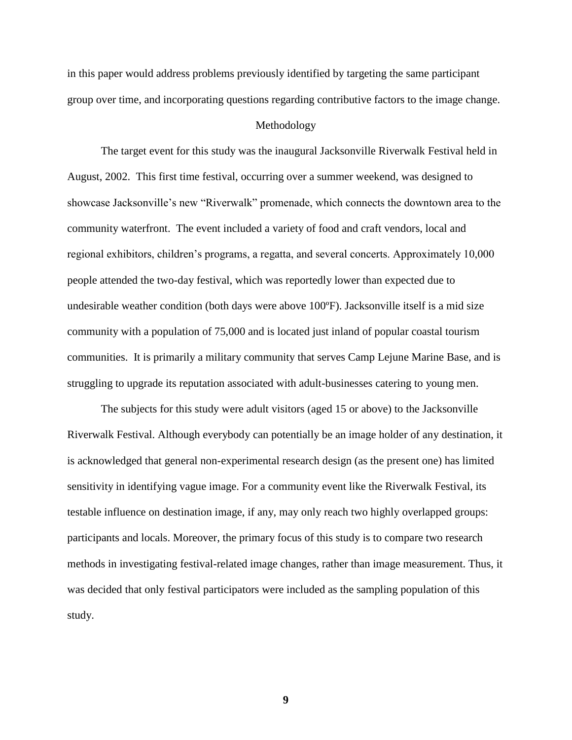in this paper would address problems previously identified by targeting the same participant group over time, and incorporating questions regarding contributive factors to the image change.

## Methodology

The target event for this study was the inaugural Jacksonville Riverwalk Festival held in August, 2002. This first time festival, occurring over a summer weekend, was designed to showcase Jacksonville's new "Riverwalk" promenade, which connects the downtown area to the community waterfront. The event included a variety of food and craft vendors, local and regional exhibitors, children's programs, a regatta, and several concerts. Approximately 10,000 people attended the two-day festival, which was reportedly lower than expected due to undesirable weather condition (both days were above 100ºF). Jacksonville itself is a mid size community with a population of 75,000 and is located just inland of popular coastal tourism communities. It is primarily a military community that serves Camp Lejune Marine Base, and is struggling to upgrade its reputation associated with adult-businesses catering to young men.

The subjects for this study were adult visitors (aged 15 or above) to the Jacksonville Riverwalk Festival. Although everybody can potentially be an image holder of any destination, it is acknowledged that general non-experimental research design (as the present one) has limited sensitivity in identifying vague image. For a community event like the Riverwalk Festival, its testable influence on destination image, if any, may only reach two highly overlapped groups: participants and locals. Moreover, the primary focus of this study is to compare two research methods in investigating festival-related image changes, rather than image measurement. Thus, it was decided that only festival participators were included as the sampling population of this study.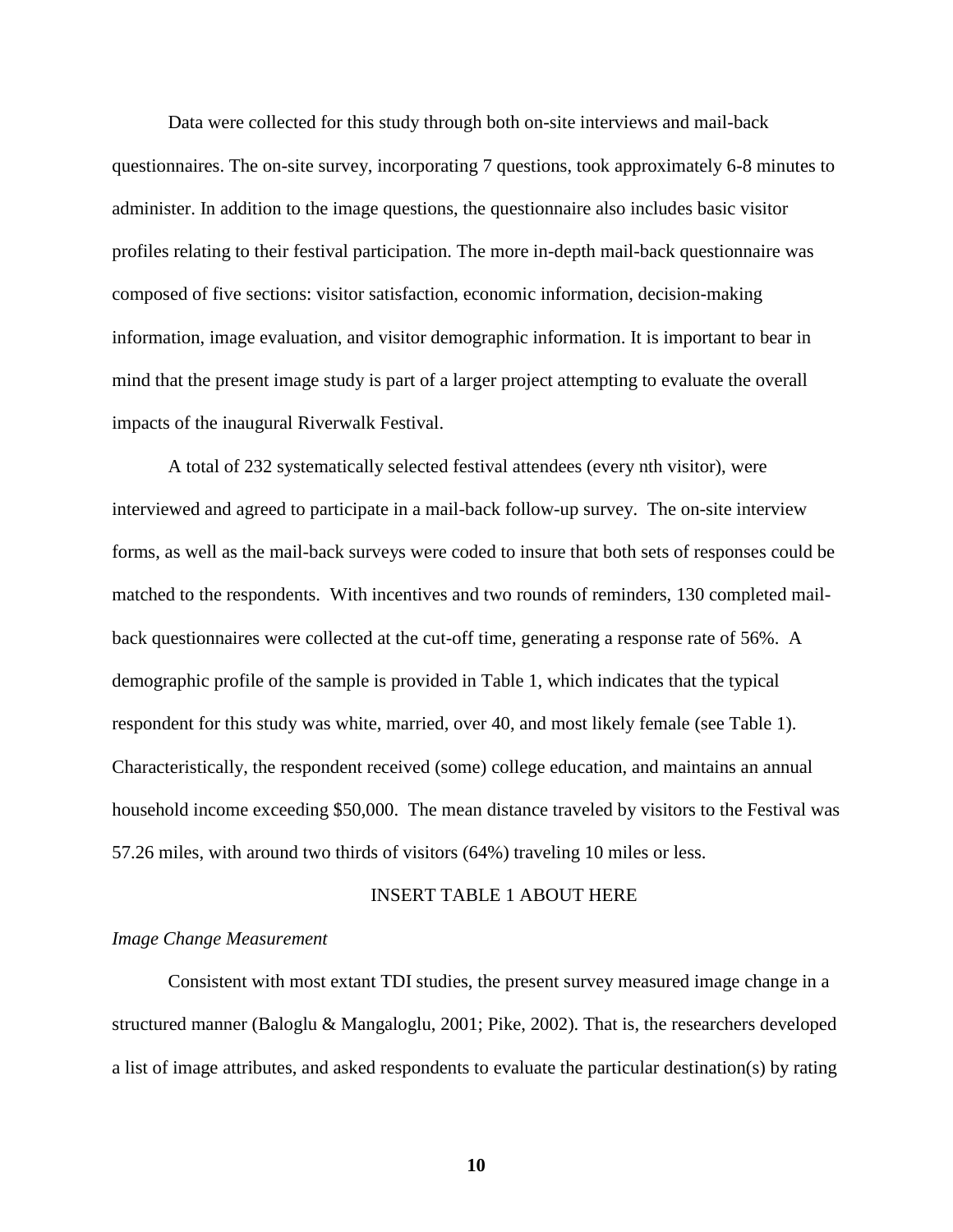Data were collected for this study through both on-site interviews and mail-back questionnaires. The on-site survey, incorporating 7 questions, took approximately 6-8 minutes to administer. In addition to the image questions, the questionnaire also includes basic visitor profiles relating to their festival participation. The more in-depth mail-back questionnaire was composed of five sections: visitor satisfaction, economic information, decision-making information, image evaluation, and visitor demographic information. It is important to bear in mind that the present image study is part of a larger project attempting to evaluate the overall impacts of the inaugural Riverwalk Festival.

A total of 232 systematically selected festival attendees (every nth visitor), were interviewed and agreed to participate in a mail-back follow-up survey. The on-site interview forms, as well as the mail-back surveys were coded to insure that both sets of responses could be matched to the respondents. With incentives and two rounds of reminders, 130 completed mail-back questionnaires were collected at the cut-off time, generating a response rate of 56%. A demographic profile of the sample is provided in Table 1, which indicates that the typical respondent for this study was white, married, over 40, and most likely female (see Table 1). Characteristically, the respondent received (some) college education, and maintains an annual household income exceeding $50,000. The mean distance traveled by visitors to the Festival was 57.26 miles, with around two thirds of visitors (64%) traveling 10 miles or less.

INSERT TABLE 1 ABOUT HERE

*Image Change Measurement*

Consistent with most extant TDI studies, the present survey measured image change in a structured manner (Baloglu & Mangaloglu, 2001; Pike, 2002). That is, the researchers developed a list of image attributes, and asked respondents to evaluate the particular destination(s) by rating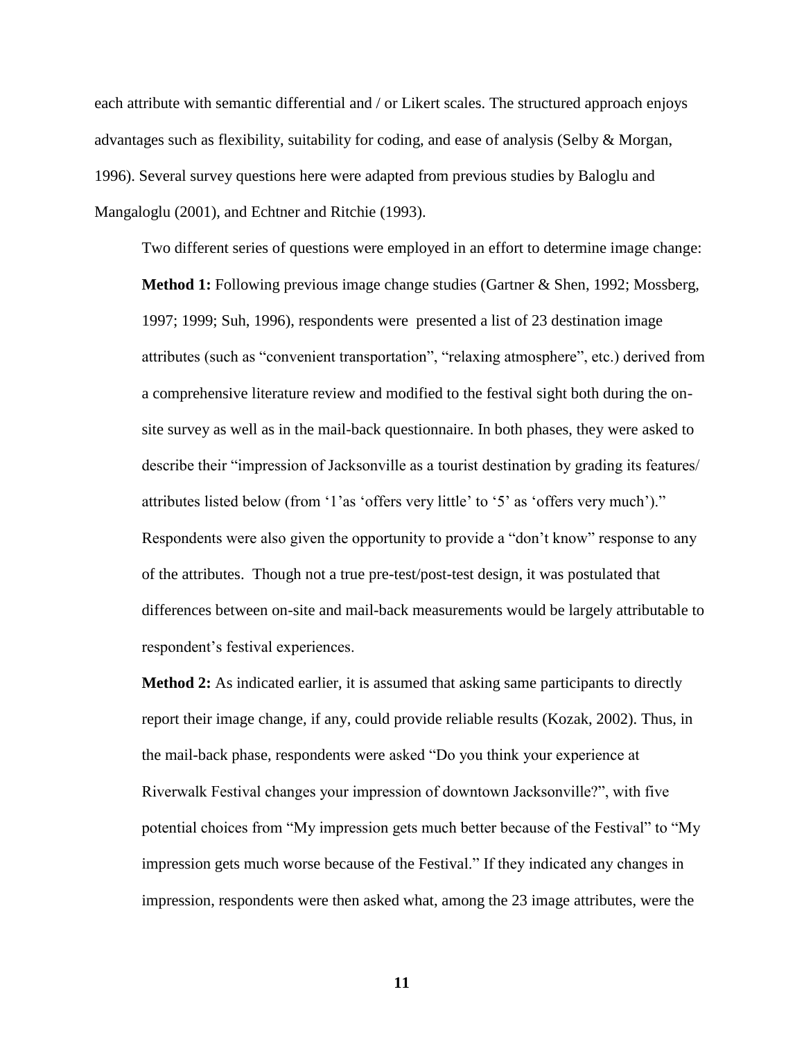each attribute with semantic differential and / or Likert scales. The structured approach enjoys advantages such as flexibility, suitability for coding, and ease of analysis (Selby & Morgan, 1996). Several survey questions here were adapted from previous studies by Baloglu and Mangaloglu (2001), and Echtner and Ritchie (1993).

Two different series of questions were employed in an effort to determine image change:

**Method 1:** Following previous image change studies (Gartner & Shen, 1992; Mossberg, 1997; 1999; Suh, 1996), respondents were presented a list of 23 destination image attributes (such as "convenient transportation", "relaxing atmosphere", etc.) derived from a comprehensive literature review and modified to the festival sight both during the on-site survey as well as in the mail-back questionnaire. In both phases, they were asked to describe their "impression of Jacksonville as a tourist destination by grading its features/ attributes listed below (from '1'as 'offers very little' to '5' as 'offers very much')." Respondents were also given the opportunity to provide a "don't know" response to any of the attributes. Though not a true pre-test/post-test design, it was postulated that differences between on-site and mail-back measurements would be largely attributable to respondent's festival experiences.

**Method 2:** As indicated earlier, it is assumed that asking same participants to directly report their image change, if any, could provide reliable results (Kozak, 2002). Thus, in the mail-back phase, respondents were asked "Do you think your experience at Riverwalk Festival changes your impression of downtown Jacksonville?", with five potential choices from "My impression gets much better because of the Festival" to "My impression gets much worse because of the Festival." If they indicated any changes in impression, respondents were then asked what, among the 23 image attributes, were the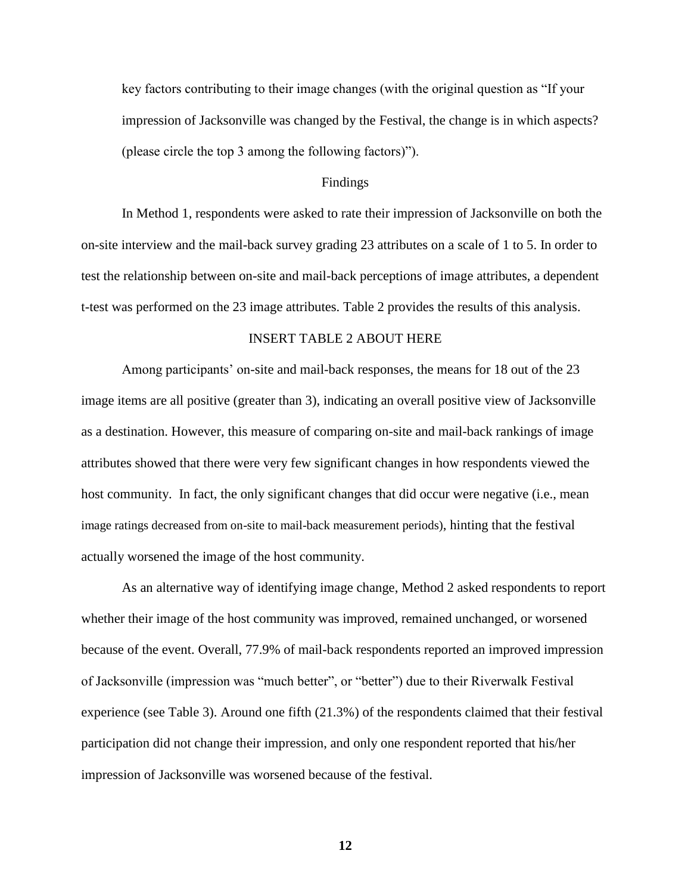key factors contributing to their image changes (with the original question as "If your impression of Jacksonville was changed by the Festival, the change is in which aspects? (please circle the top 3 among the following factors)").

## Findings

In Method 1, respondents were asked to rate their impression of Jacksonville on both the on-site interview and the mail-back survey grading 23 attributes on a scale of 1 to 5. In order to test the relationship between on-site and mail-back perceptions of image attributes, a dependent t-test was performed on the 23 image attributes. Table 2 provides the results of this analysis.

INSERT TABLE 2 ABOUT HERE

Among participants' on-site and mail-back responses, the means for 18 out of the 23 image items are all positive (greater than 3), indicating an overall positive view of Jacksonville as a destination. However, this measure of comparing on-site and mail-back rankings of image attributes showed that there were very few significant changes in how respondents viewed the host community. In fact, the only significant changes that did occur were negative (i.e., mean image ratings decreased from on-site to mail-back measurement periods), hinting that the festival actually worsened the image of the host community.

As an alternative way of identifying image change, Method 2 asked respondents to report whether their image of the host community was improved, remained unchanged, or worsened because of the event. Overall, 77.9% of mail-back respondents reported an improved impression of Jacksonville (impression was "much better", or "better") due to their Riverwalk Festival experience (see Table 3). Around one fifth (21.3%) of the respondents claimed that their festival participation did not change their impression, and only one respondent reported that his/her impression of Jacksonville was worsened because of the festival.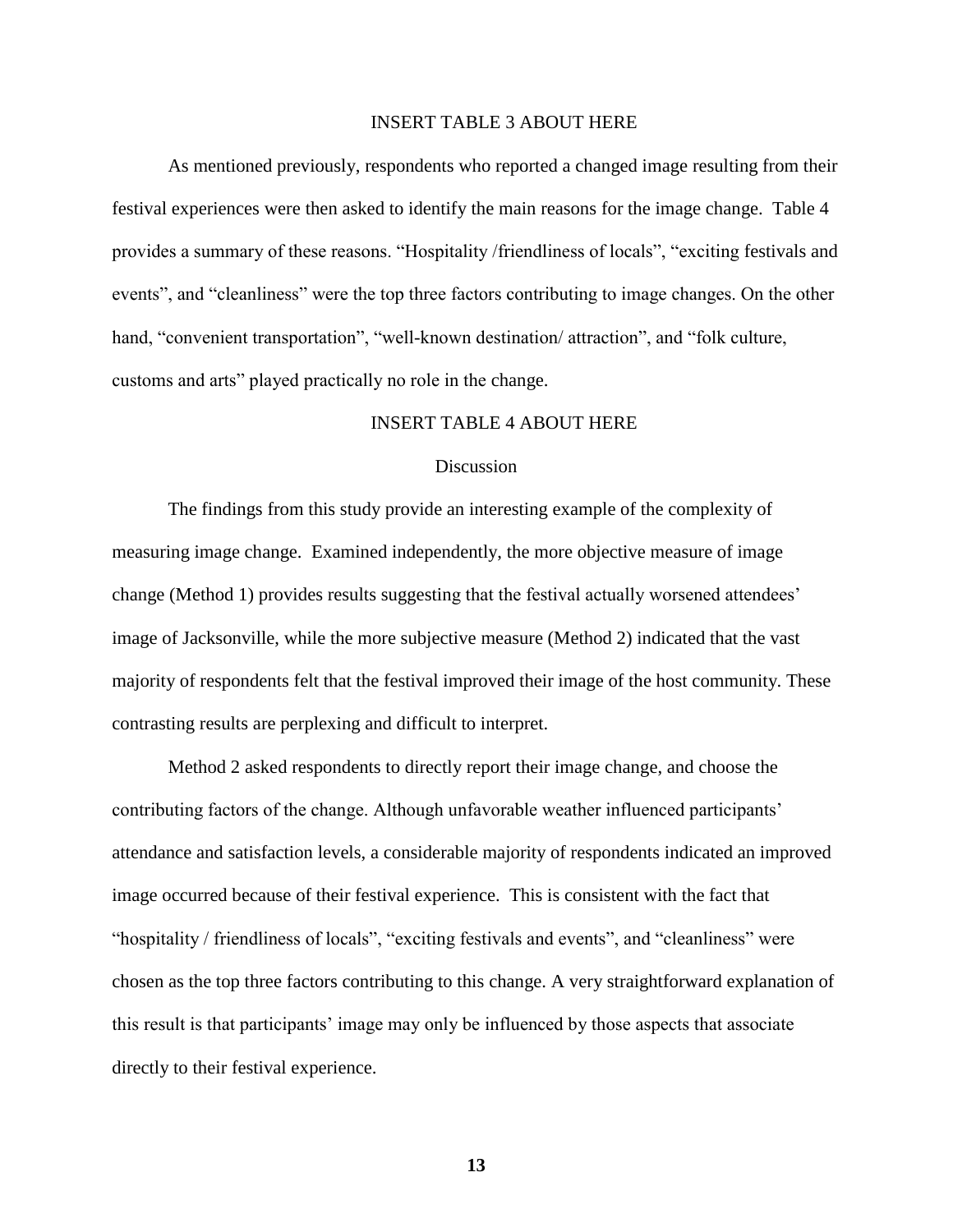INSERT TABLE 3 ABOUT HERE

As mentioned previously, respondents who reported a changed image resulting from their festival experiences were then asked to identify the main reasons for the image change. Table 4 provides a summary of these reasons. "Hospitality /friendliness of locals", "exciting festivals and events", and "cleanliness" were the top three factors contributing to image changes. On the other hand, "convenient transportation", "well-known destination/ attraction", and "folk culture, customs and arts" played practically no role in the change.

INSERT TABLE 4 ABOUT HERE

## Discussion

The findings from this study provide an interesting example of the complexity of measuring image change. Examined independently, the more objective measure of image change (Method 1) provides results suggesting that the festival actually worsened attendees' image of Jacksonville, while the more subjective measure (Method 2) indicated that the vast majority of respondents felt that the festival improved their image of the host community. These contrasting results are perplexing and difficult to interpret.

Method 2 asked respondents to directly report their image change, and choose the contributing factors of the change. Although unfavorable weather influenced participants' attendance and satisfaction levels, a considerable majority of respondents indicated an improved image occurred because of their festival experience. This is consistent with the fact that "hospitality / friendliness of locals", "exciting festivals and events", and "cleanliness" were chosen as the top three factors contributing to this change. A very straightforward explanation of this result is that participants' image may only be influenced by those aspects that associate directly to their festival experience.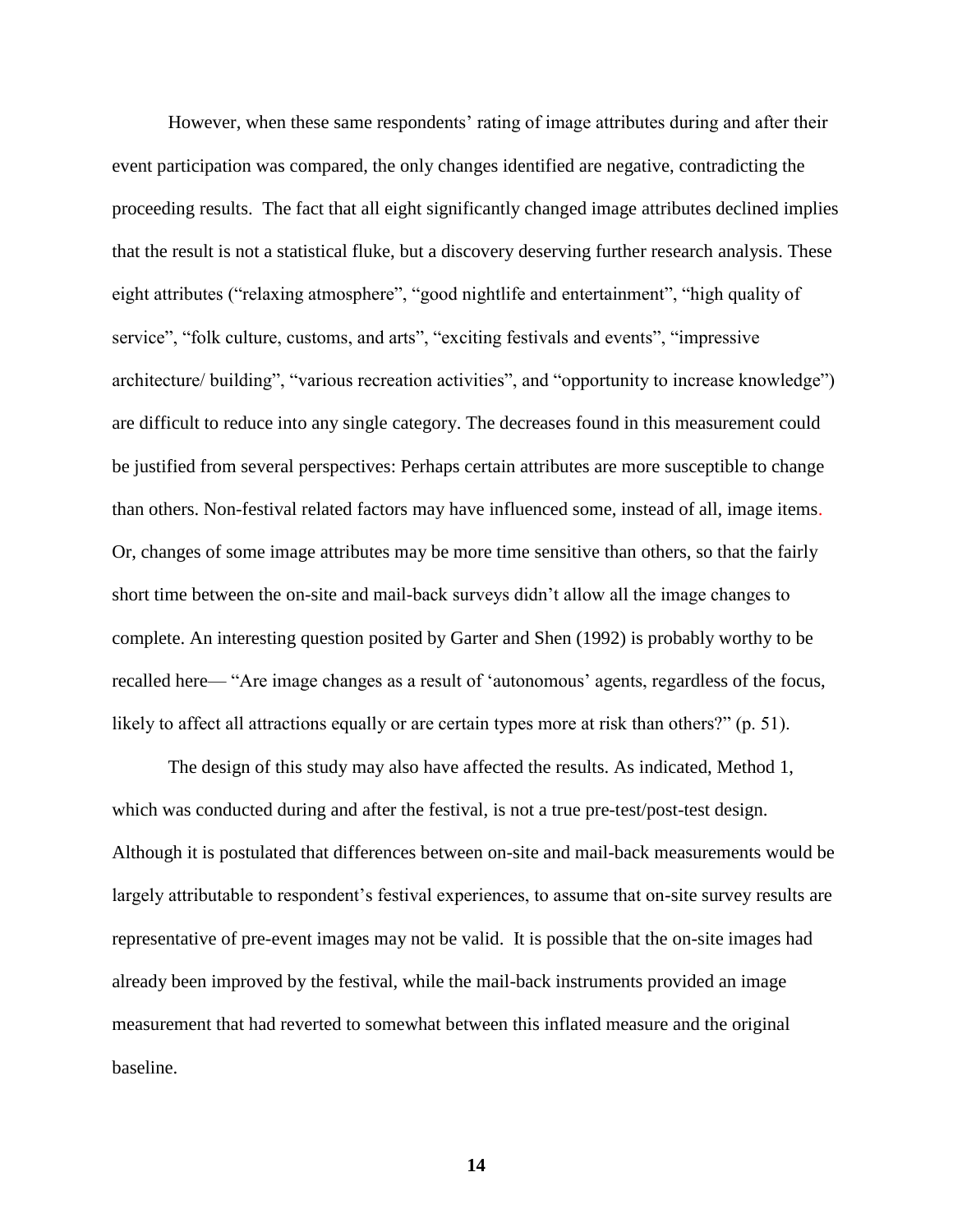However, when these same respondents' rating of image attributes during and after their event participation was compared, the only changes identified are negative, contradicting the proceeding results. The fact that all eight significantly changed image attributes declined implies that the result is not a statistical fluke, but a discovery deserving further research analysis. These eight attributes ("relaxing atmosphere", "good nightlife and entertainment", "high quality of service", "folk culture, customs, and arts", "exciting festivals and events", "impressive architecture/ building", "various recreation activities", and "opportunity to increase knowledge") are difficult to reduce into any single category. The decreases found in this measurement could be justified from several perspectives: Perhaps certain attributes are more susceptible to change than others. Non-festival related factors may have influenced some, instead of all, image items. Or, changes of some image attributes may be more time sensitive than others, so that the fairly short time between the on-site and mail-back surveys didn't allow all the image changes to complete. An interesting question posited by Garter and Shen (1992) is probably worthy to be recalled here— "Are image changes as a result of 'autonomous' agents, regardless of the focus, likely to affect all attractions equally or are certain types more at risk than others?" (p. 51).

The design of this study may also have affected the results. As indicated, Method 1, which was conducted during and after the festival, is not a true pre-test/post-test design. Although it is postulated that differences between on-site and mail-back measurements would be largely attributable to respondent's festival experiences, to assume that on-site survey results are representative of pre-event images may not be valid. It is possible that the on-site images had already been improved by the festival, while the mail-back instruments provided an image measurement that had reverted to somewhat between this inflated measure and the original baseline.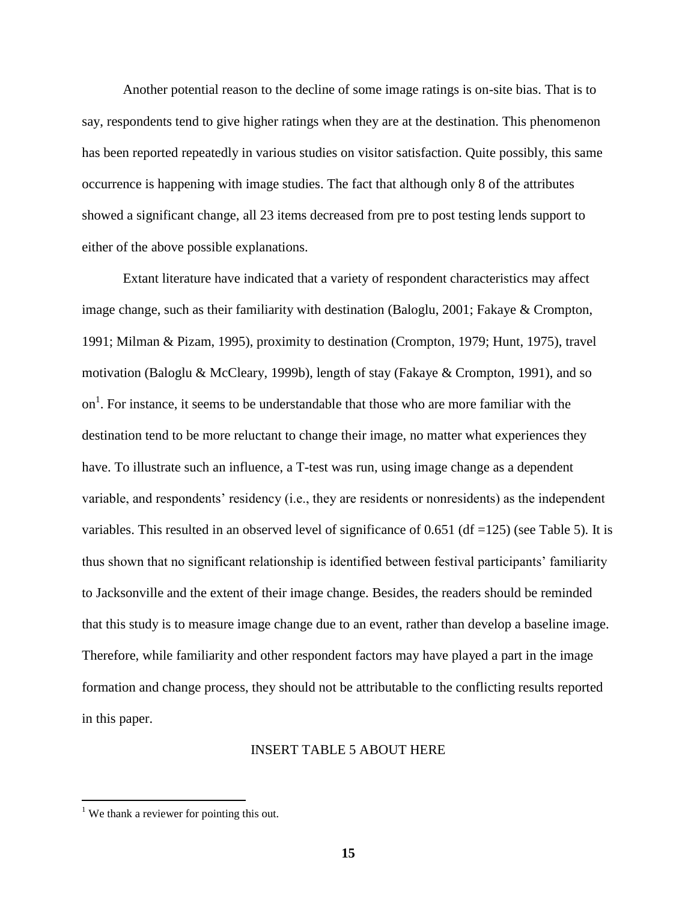Another potential reason to the decline of some image ratings is on-site bias. That is to say, respondents tend to give higher ratings when they are at the destination. This phenomenon has been reported repeatedly in various studies on visitor satisfaction. Quite possibly, this same occurrence is happening with image studies. The fact that although only 8 of the attributes showed a significant change, all 23 items decreased from pre to post testing lends support to either of the above possible explanations.

Extant literature have indicated that a variety of respondent characteristics may affect image change, such as their familiarity with destination (Baloglu, 2001; Fakaye & Crompton, 1991; Milman & Pizam, 1995), proximity to destination (Crompton, 1979; Hunt, 1975), travel motivation (Baloglu & McCleary, 1999b), length of stay (Fakaye & Crompton, 1991), and so on[1]. For instance, it seems to be understandable that those who are more familiar with the destination tend to be more reluctant to change their image, no matter what experiences they have. To illustrate such an influence, a T-test was run, using image change as a dependent variable, and respondents' residency (i.e., they are residents or nonresidents) as the independent variables. This resulted in an observed level of significance of 0.651 (df =125) (see Table 5). It is thus shown that no significant relationship is identified between festival participants' familiarity to Jacksonville and the extent of their image change. Besides, the readers should be reminded that this study is to measure image change due to an event, rather than develop a baseline image. Therefore, while familiarity and other respondent factors may have played a part in the image formation and change process, they should not be attributable to the conflicting results reported in this paper.

INSERT TABLE 5 ABOUT HERE

---

[1] We thank a reviewer for pointing this out.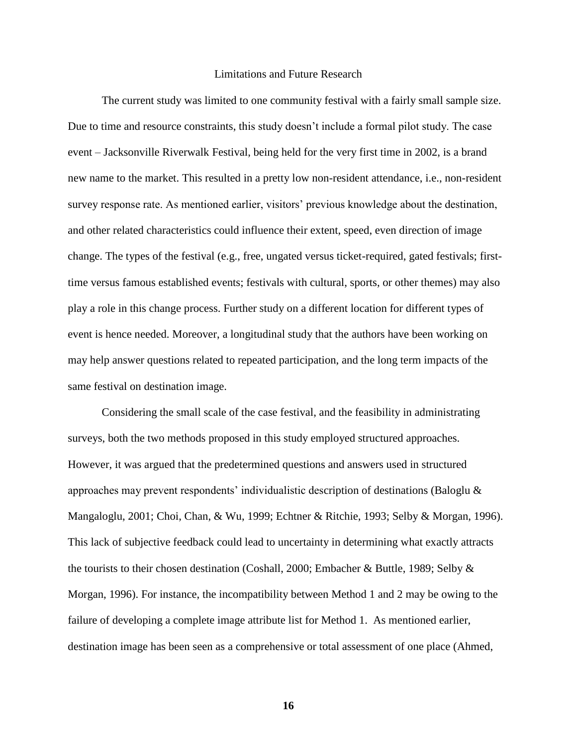## Limitations and Future Research

The current study was limited to one community festival with a fairly small sample size. Due to time and resource constraints, this study doesn't include a formal pilot study. The case event – Jacksonville Riverwalk Festival, being held for the very first time in 2002, is a brand new name to the market. This resulted in a pretty low non-resident attendance, i.e., non-resident survey response rate. As mentioned earlier, visitors' previous knowledge about the destination, and other related characteristics could influence their extent, speed, even direction of image change. The types of the festival (e.g., free, ungated versus ticket-required, gated festivals; first-time versus famous established events; festivals with cultural, sports, or other themes) may also play a role in this change process. Further study on a different location for different types of event is hence needed. Moreover, a longitudinal study that the authors have been working on may help answer questions related to repeated participation, and the long term impacts of the same festival on destination image.

Considering the small scale of the case festival, and the feasibility in administrating surveys, both the two methods proposed in this study employed structured approaches. However, it was argued that the predetermined questions and answers used in structured approaches may prevent respondents' individualistic description of destinations (Baloglu & Mangaloglu, 2001; Choi, Chan, & Wu, 1999; Echtner & Ritchie, 1993; Selby & Morgan, 1996). This lack of subjective feedback could lead to uncertainty in determining what exactly attracts the tourists to their chosen destination (Coshall, 2000; Embacher & Buttle, 1989; Selby & Morgan, 1996). For instance, the incompatibility between Method 1 and 2 may be owing to the failure of developing a complete image attribute list for Method 1. As mentioned earlier, destination image has been seen as a comprehensive or total assessment of one place (Ahmed,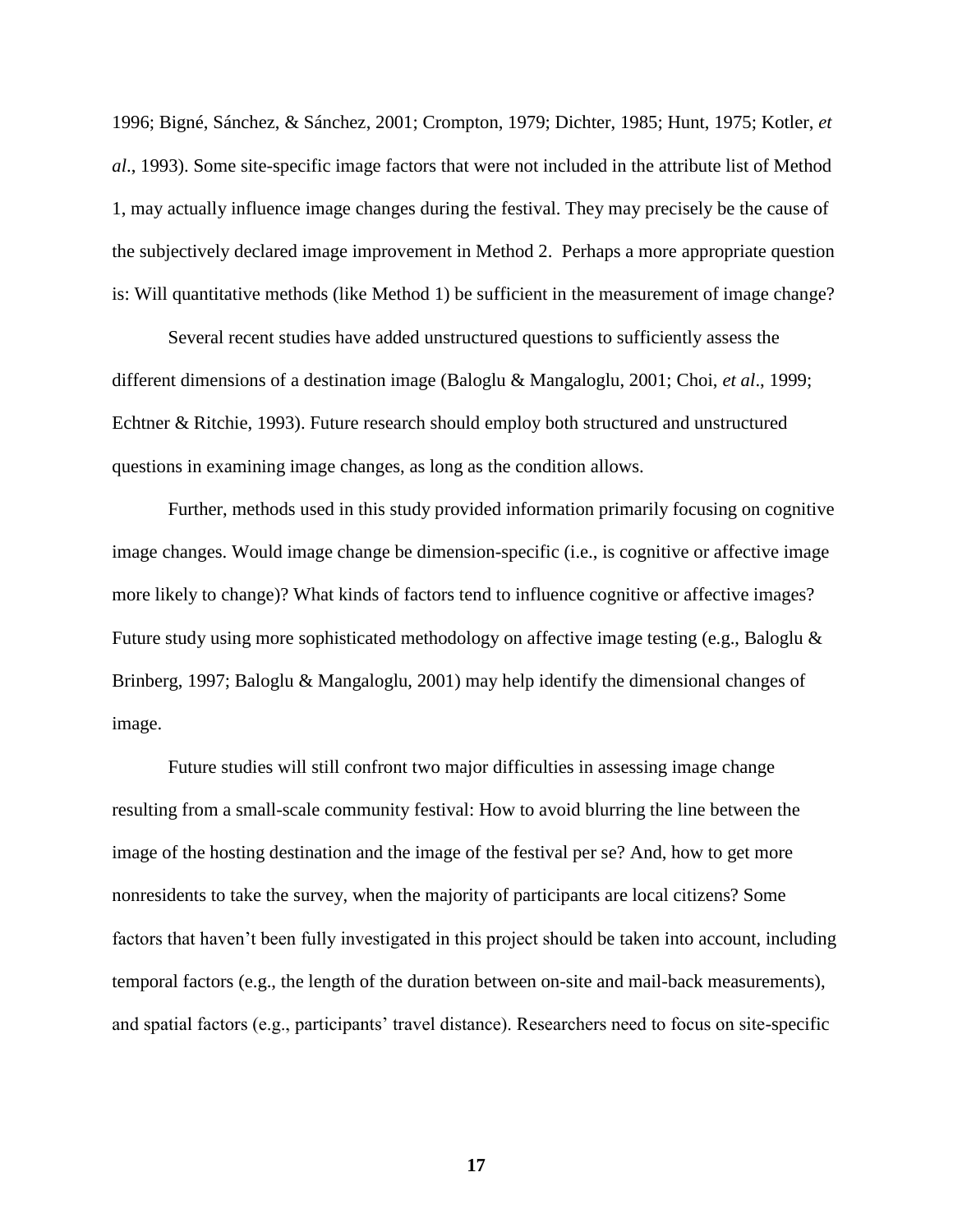1996; Bigné, Sánchez, & Sánchez, 2001; Crompton, 1979; Dichter, 1985; Hunt, 1975; Kotler, *et al*., 1993). Some site-specific image factors that were not included in the attribute list of Method 1, may actually influence image changes during the festival. They may precisely be the cause of the subjectively declared image improvement in Method 2. Perhaps a more appropriate question is: Will quantitative methods (like Method 1) be sufficient in the measurement of image change?

Several recent studies have added unstructured questions to sufficiently assess the different dimensions of a destination image (Baloglu & Mangaloglu, 2001; Choi, *et al*., 1999; Echtner & Ritchie, 1993). Future research should employ both structured and unstructured questions in examining image changes, as long as the condition allows.

Further, methods used in this study provided information primarily focusing on cognitive image changes. Would image change be dimension-specific (i.e., is cognitive or affective image more likely to change)? What kinds of factors tend to influence cognitive or affective images? Future study using more sophisticated methodology on affective image testing (e.g., Baloglu & Brinberg, 1997; Baloglu & Mangaloglu, 2001) may help identify the dimensional changes of image.

Future studies will still confront two major difficulties in assessing image change resulting from a small-scale community festival: How to avoid blurring the line between the image of the hosting destination and the image of the festival per se? And, how to get more nonresidents to take the survey, when the majority of participants are local citizens? Some factors that haven't been fully investigated in this project should be taken into account, including temporal factors (e.g., the length of the duration between on-site and mail-back measurements), and spatial factors (e.g., participants' travel distance). Researchers need to focus on site-specific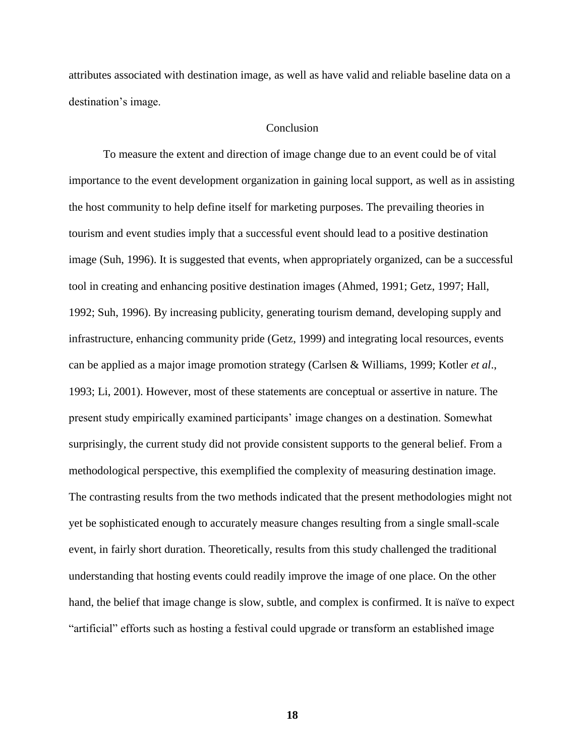attributes associated with destination image, as well as have valid and reliable baseline data on a destination's image.

## Conclusion

To measure the extent and direction of image change due to an event could be of vital importance to the event development organization in gaining local support, as well as in assisting the host community to help define itself for marketing purposes. The prevailing theories in tourism and event studies imply that a successful event should lead to a positive destination image (Suh, 1996). It is suggested that events, when appropriately organized, can be a successful tool in creating and enhancing positive destination images (Ahmed, 1991; Getz, 1997; Hall, 1992; Suh, 1996). By increasing publicity, generating tourism demand, developing supply and infrastructure, enhancing community pride (Getz, 1999) and integrating local resources, events can be applied as a major image promotion strategy (Carlsen & Williams, 1999; Kotler *et al*., 1993; Li, 2001). However, most of these statements are conceptual or assertive in nature. The present study empirically examined participants' image changes on a destination. Somewhat surprisingly, the current study did not provide consistent supports to the general belief. From a methodological perspective, this exemplified the complexity of measuring destination image. The contrasting results from the two methods indicated that the present methodologies might not yet be sophisticated enough to accurately measure changes resulting from a single small-scale event, in fairly short duration. Theoretically, results from this study challenged the traditional understanding that hosting events could readily improve the image of one place. On the other hand, the belief that image change is slow, subtle, and complex is confirmed. It is naïve to expect "artificial" efforts such as hosting a festival could upgrade or transform an established image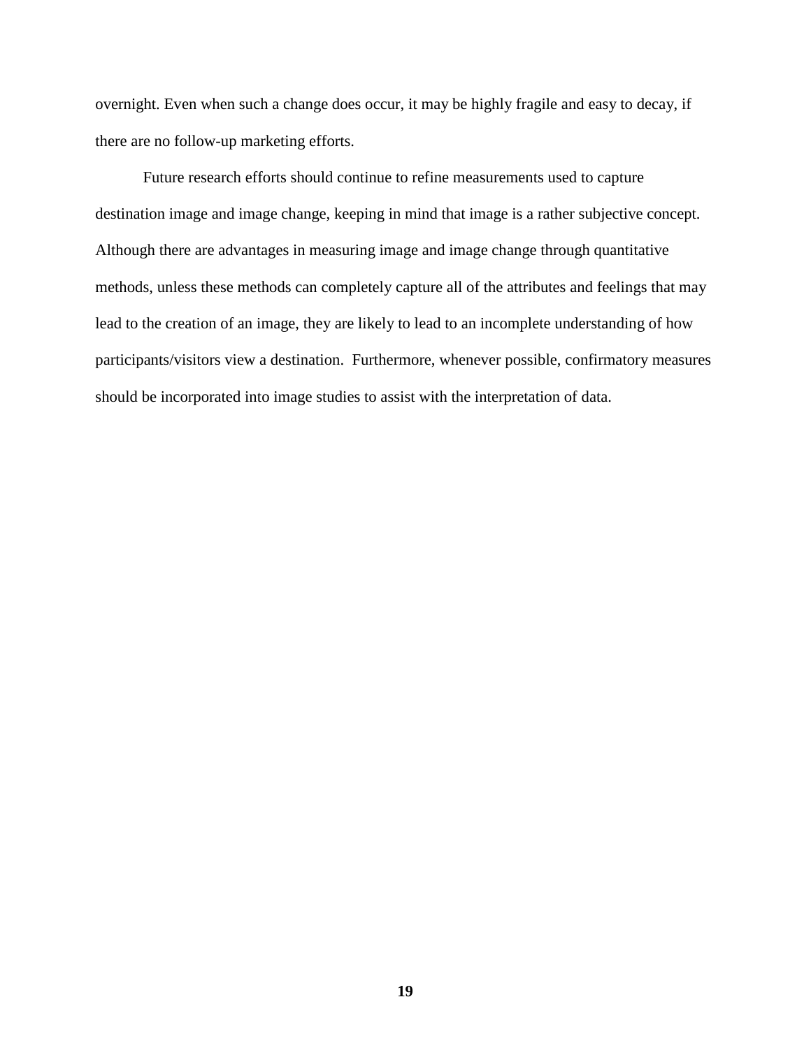overnight. Even when such a change does occur, it may be highly fragile and easy to decay, if there are no follow-up marketing efforts.

Future research efforts should continue to refine measurements used to capture destination image and image change, keeping in mind that image is a rather subjective concept. Although there are advantages in measuring image and image change through quantitative methods, unless these methods can completely capture all of the attributes and feelings that may lead to the creation of an image, they are likely to lead to an incomplete understanding of how participants/visitors view a destination. Furthermore, whenever possible, confirmatory measures should be incorporated into image studies to assist with the interpretation of data.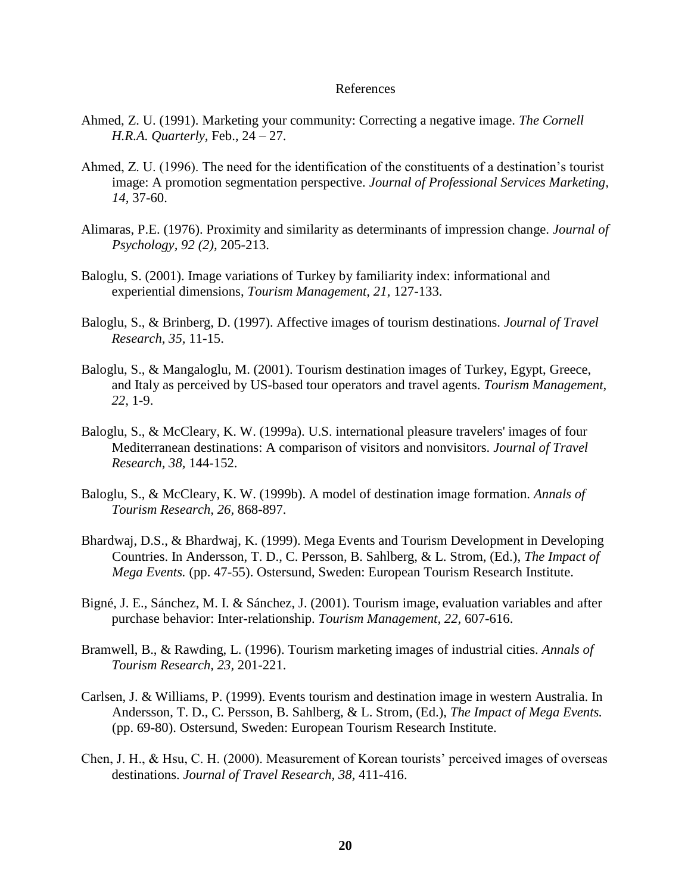# References

Ahmed, Z. U. (1991). Marketing your community: Correcting a negative image. *The Cornell H.R.A. Quarterly,* Feb., 24 – 27.

Ahmed, Z. U. (1996). The need for the identification of the constituents of a destination's tourist image: A promotion segmentation perspective. *Journal of Professional Services Marketing, 14,* 37-60.

Alimaras, P.E. (1976). Proximity and similarity as determinants of impression change. *Journal of Psychology, 92 (2),* 205-213.

Baloglu, S. (2001). Image variations of Turkey by familiarity index: informational and experiential dimensions, *Tourism Management, 21*, 127-133.

Baloglu, S., & Brinberg, D. (1997). Affective images of tourism destinations. *Journal of Travel Research, 35,* 11-15.

Baloglu, S., & Mangaloglu, M. (2001). Tourism destination images of Turkey, Egypt, Greece, and Italy as perceived by US-based tour operators and travel agents. *Tourism Management, 22,* 1-9.

Baloglu, S., & McCleary, K. W. (1999a). U.S. international pleasure travelers' images of four Mediterranean destinations: A comparison of visitors and nonvisitors. *Journal of Travel Research, 38,* 144-152.

Baloglu, S., & McCleary, K. W. (1999b). A model of destination image formation. *Annals of Tourism Research, 26*, 868-897.

Bhardwaj, D.S., & Bhardwaj, K. (1999). Mega Events and Tourism Development in Developing Countries. In Andersson, T. D., C. Persson, B. Sahlberg, & L. Strom, (Ed.), *The Impact of Mega Events.* (pp. 47-55). Ostersund, Sweden: European Tourism Research Institute.

Bigné, J. E., Sánchez, M. I. & Sánchez, J. (2001). Tourism image, evaluation variables and after purchase behavior: Inter-relationship. *Tourism Management, 22*, 607-616.

Bramwell, B., & Rawding, L. (1996). Tourism marketing images of industrial cities. *Annals of Tourism Research, 23,* 201-221.

Carlsen, J. & Williams, P. (1999). Events tourism and destination image in western Australia. In Andersson, T. D., C. Persson, B. Sahlberg, & L. Strom, (Ed.), *The Impact of Mega Events.* (pp. 69-80). Ostersund, Sweden: European Tourism Research Institute.

Chen, J. H., & Hsu, C. H. (2000). Measurement of Korean tourists' perceived images of overseas destinations. *Journal of Travel Research, 38,* 411-416.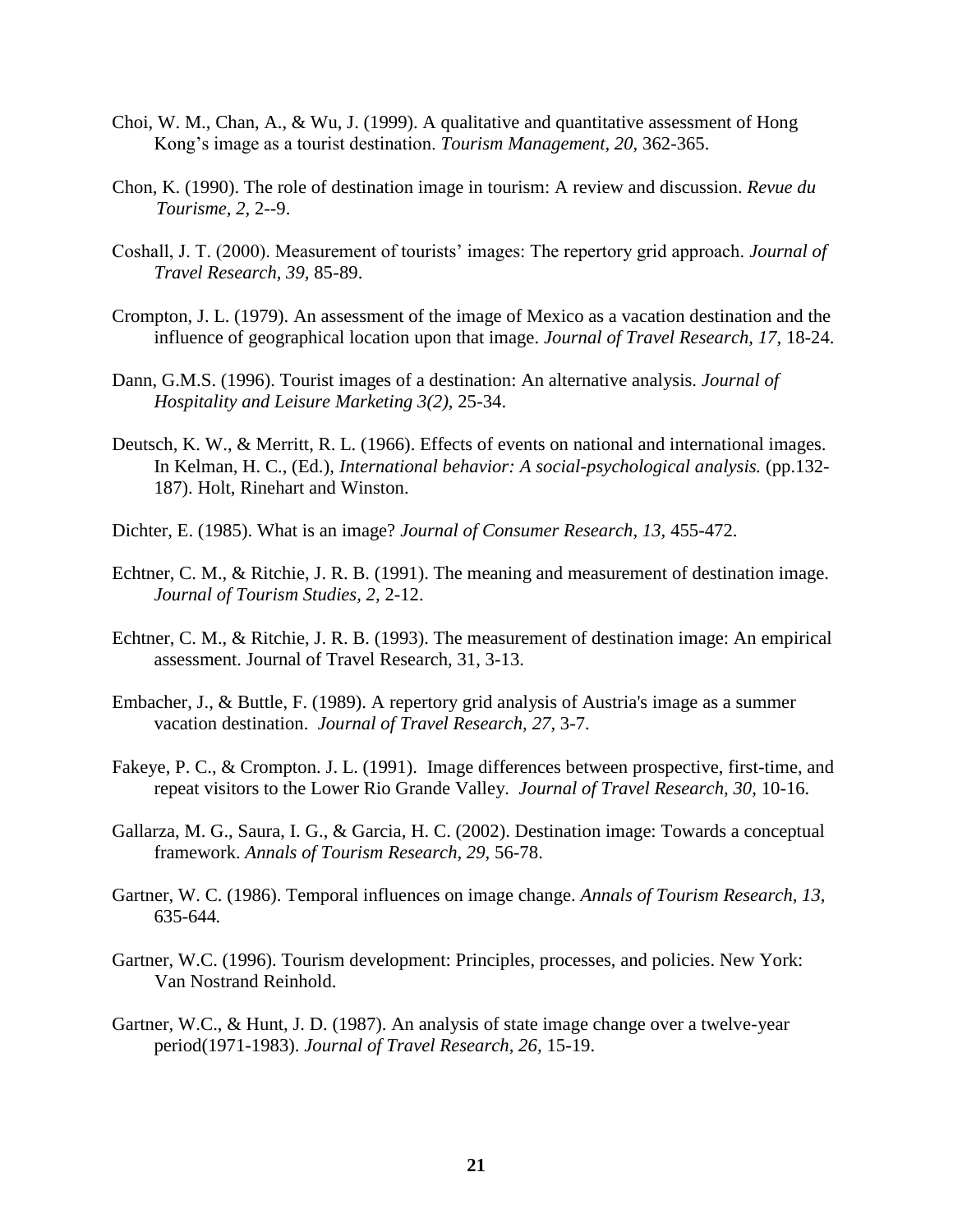Choi, W. M., Chan, A., & Wu, J. (1999). A qualitative and quantitative assessment of Hong Kong's image as a tourist destination. *Tourism Management, 20,* 362-365.

Chon, K. (1990). The role of destination image in tourism: A review and discussion. *Revue du Tourisme, 2,* 2--9.

Coshall, J. T. (2000). Measurement of tourists' images: The repertory grid approach. *Journal of Travel Research, 39,* 85-89.

Crompton, J. L. (1979). An assessment of the image of Mexico as a vacation destination and the influence of geographical location upon that image. *Journal of Travel Research, 17,* 18-24.

Dann, G.M.S. (1996). Tourist images of a destination: An alternative analysis. *Journal of Hospitality and Leisure Marketing 3(2),* 25-34.

Deutsch, K. W., & Merritt, R. L. (1966). Effects of events on national and international images. In Kelman, H. C., (Ed.), *International behavior: A social-psychological analysis.* (pp.132-187). Holt, Rinehart and Winston.

Dichter, E. (1985). What is an image? *Journal of Consumer Research*, *13*, 455-472.

Echtner, C. M., & Ritchie, J. R. B. (1991). The meaning and measurement of destination image. *Journal of Tourism Studies, 2,* 2-12.

Echtner, C. M., & Ritchie, J. R. B. (1993). The measurement of destination image: An empirical assessment. Journal of Travel Research, 31, 3-13.

Embacher, J., & Buttle, F. (1989). A repertory grid analysis of Austria's image as a summer vacation destination. *Journal of Travel Research, 27,* 3-7.

Fakeye, P. C., & Crompton. J. L. (1991). Image differences between prospective, first-time, and repeat visitors to the Lower Rio Grande Valley. *Journal of Travel Research, 30,* 10-16.

Gallarza, M. G., Saura, I. G., & Garcia, H. C. (2002). Destination image: Towards a conceptual framework. *Annals of Tourism Research, 29,* 56-78.

Gartner, W. C. (1986). Temporal influences on image change. *Annals of Tourism Research, 13,* 635-644*.*

Gartner, W.C. (1996). Tourism development: Principles, processes, and policies. New York: Van Nostrand Reinhold.

Gartner, W.C., & Hunt, J. D. (1987). An analysis of state image change over a twelve-year period(1971-1983). *Journal of Travel Research, 26,* 15-19.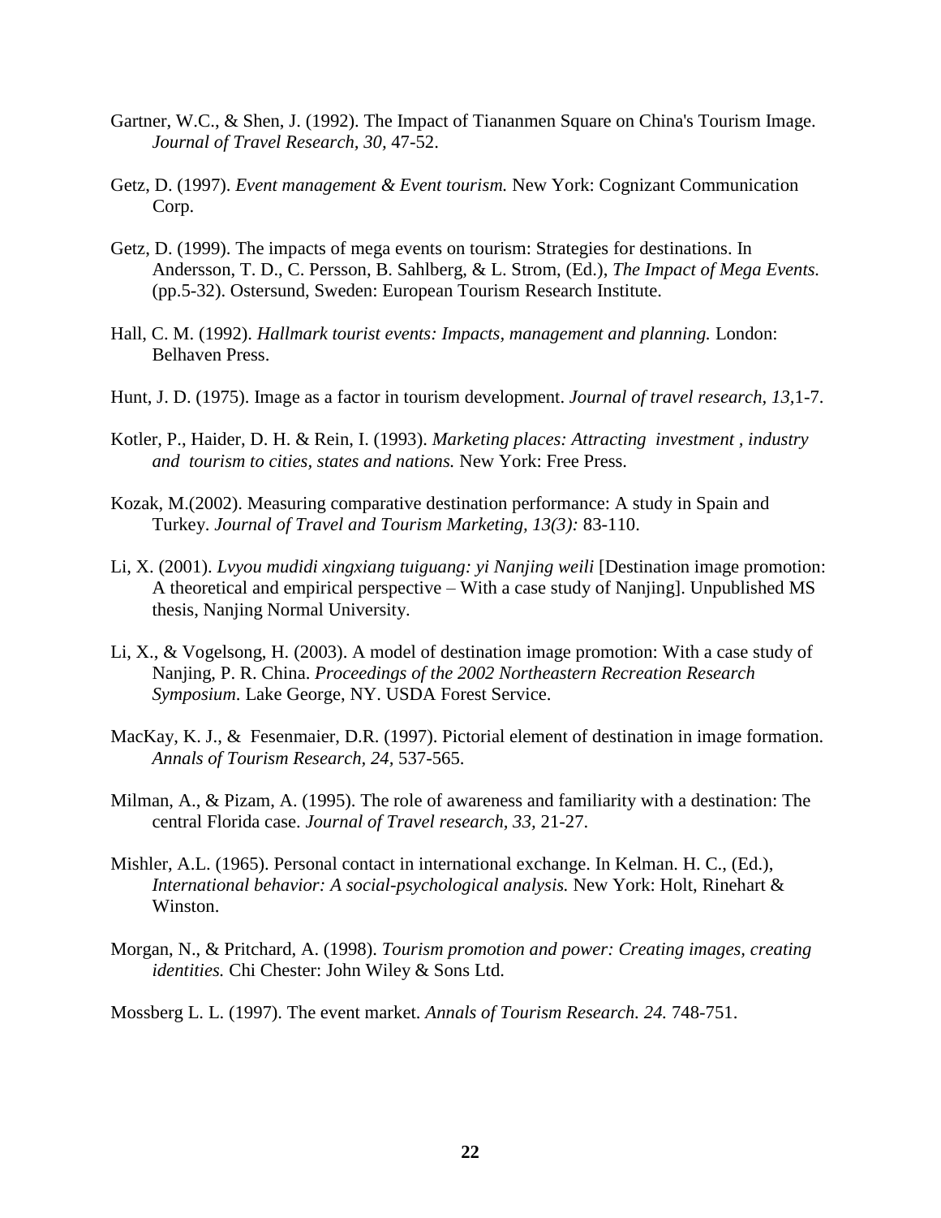Gartner, W.C., & Shen, J. (1992). The Impact of Tiananmen Square on China's Tourism Image. *Journal of Travel Research, 30,* 47-52.

Getz, D. (1997). *Event management & Event tourism.* New York: Cognizant Communication Corp.

Getz, D. (1999). The impacts of mega events on tourism: Strategies for destinations. In Andersson, T. D., C. Persson, B. Sahlberg, & L. Strom, (Ed.), *The Impact of Mega Events.* (pp.5-32). Ostersund, Sweden: European Tourism Research Institute.

Hall, C. M. (1992). *Hallmark tourist events: Impacts, management and planning.* London: Belhaven Press.

Hunt, J. D. (1975). Image as a factor in tourism development. *Journal of travel research, 13,*1-7.

Kotler, P., Haider, D. H. & Rein, I. (1993). *Marketing places: Attracting investment , industry and tourism to cities, states and nations.* New York: Free Press.

Kozak, M.(2002). Measuring comparative destination performance: A study in Spain and Turkey. *Journal of Travel and Tourism Marketing, 13(3):* 83-110.

Li, X. (2001). *Lvyou mudidi xingxiang tuiguang: yi Nanjing weili* [Destination image promotion: A theoretical and empirical perspective – With a case study of Nanjing]. Unpublished MS thesis, Nanjing Normal University.

Li, X., & Vogelsong, H. (2003). A model of destination image promotion: With a case study of Nanjing, P. R. China. *Proceedings of the 2002 Northeastern Recreation Research Symposium.* Lake George, NY. USDA Forest Service.

MacKay, K. J., & Fesenmaier, D.R. (1997). Pictorial element of destination in image formation. *Annals of Tourism Research, 24,* 537-565.

Milman, A., & Pizam, A. (1995). The role of awareness and familiarity with a destination: The central Florida case. *Journal of Travel research, 33,* 21-27.

Mishler, A.L. (1965). Personal contact in international exchange. In Kelman. H. C., (Ed.), *International behavior: A social-psychological analysis.* New York: Holt, Rinehart & Winston.

Morgan, N., & Pritchard, A. (1998). *Tourism promotion and power: Creating images, creating identities.* Chi Chester: John Wiley & Sons Ltd.

Mossberg L. L. (1997). The event market. *Annals of Tourism Research. 24.* 748-751.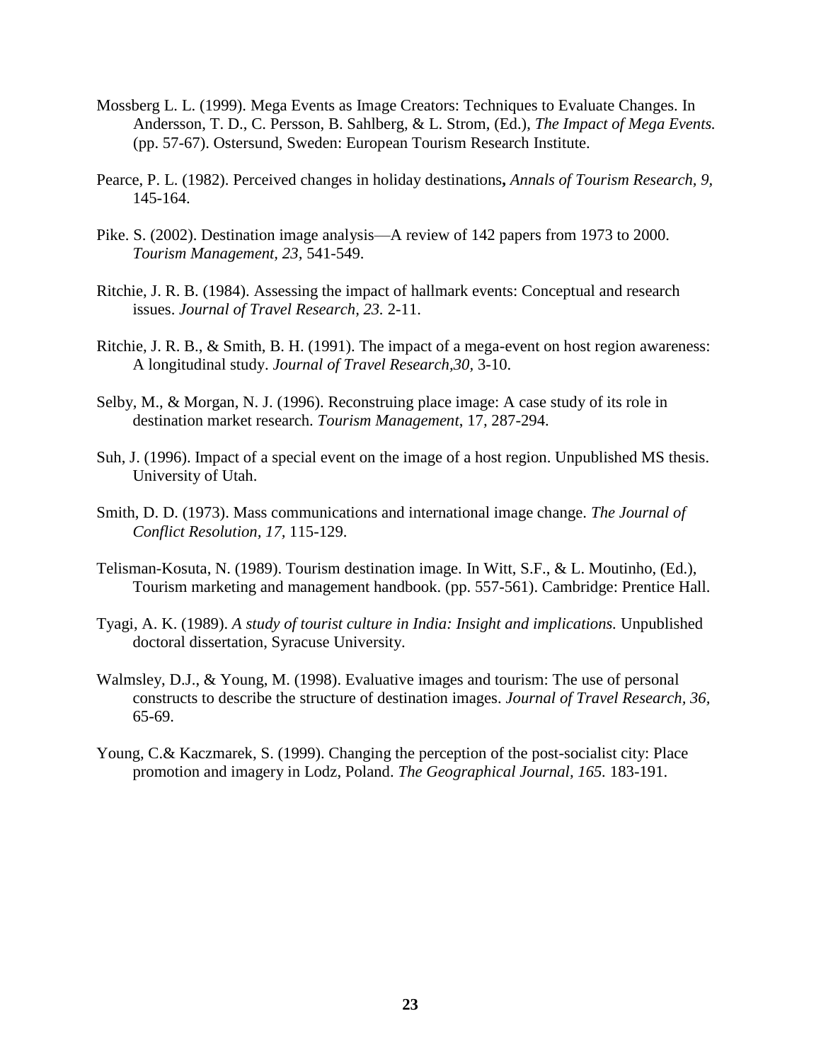Mossberg L. L. (1999). Mega Events as Image Creators: Techniques to Evaluate Changes. In Andersson, T. D., C. Persson, B. Sahlberg, & L. Strom, (Ed.), *The Impact of Mega Events.* (pp. 57-67). Ostersund, Sweden: European Tourism Research Institute.

Pearce, P. L. (1982). Perceived changes in holiday destinations**,** *Annals of Tourism Research, 9,* 145-164.

Pike. S. (2002). Destination image analysis—A review of 142 papers from 1973 to 2000. *Tourism Management, 23,* 541-549.

Ritchie, J. R. B. (1984). Assessing the impact of hallmark events: Conceptual and research issues. *Journal of Travel Research, 23.* 2-11.

Ritchie, J. R. B., & Smith, B. H. (1991). The impact of a mega-event on host region awareness: A longitudinal study. *Journal of Travel Research,30,* 3-10.

Selby, M., & Morgan, N. J. (1996). Reconstruing place image: A case study of its role in destination market research. *Tourism Management*, 17, 287-294.

Suh, J. (1996). Impact of a special event on the image of a host region. Unpublished MS thesis. University of Utah.

Smith, D. D. (1973). Mass communications and international image change. *The Journal of Conflict Resolution, 17,* 115-129.

Telisman-Kosuta, N. (1989). Tourism destination image. In Witt, S.F., & L. Moutinho, (Ed.), Tourism marketing and management handbook. (pp. 557-561). Cambridge: Prentice Hall.

Tyagi, A. K. (1989). *A study of tourist culture in India: Insight and implications.* Unpublished doctoral dissertation, Syracuse University.

Walmsley, D.J., & Young, M. (1998). Evaluative images and tourism: The use of personal constructs to describe the structure of destination images. *Journal of Travel Research, 36,* 65-69.

Young, C.& Kaczmarek, S. (1999). Changing the perception of the post-socialist city: Place promotion and imagery in Lodz, Poland. *The Geographical Journal, 165.* 183-191.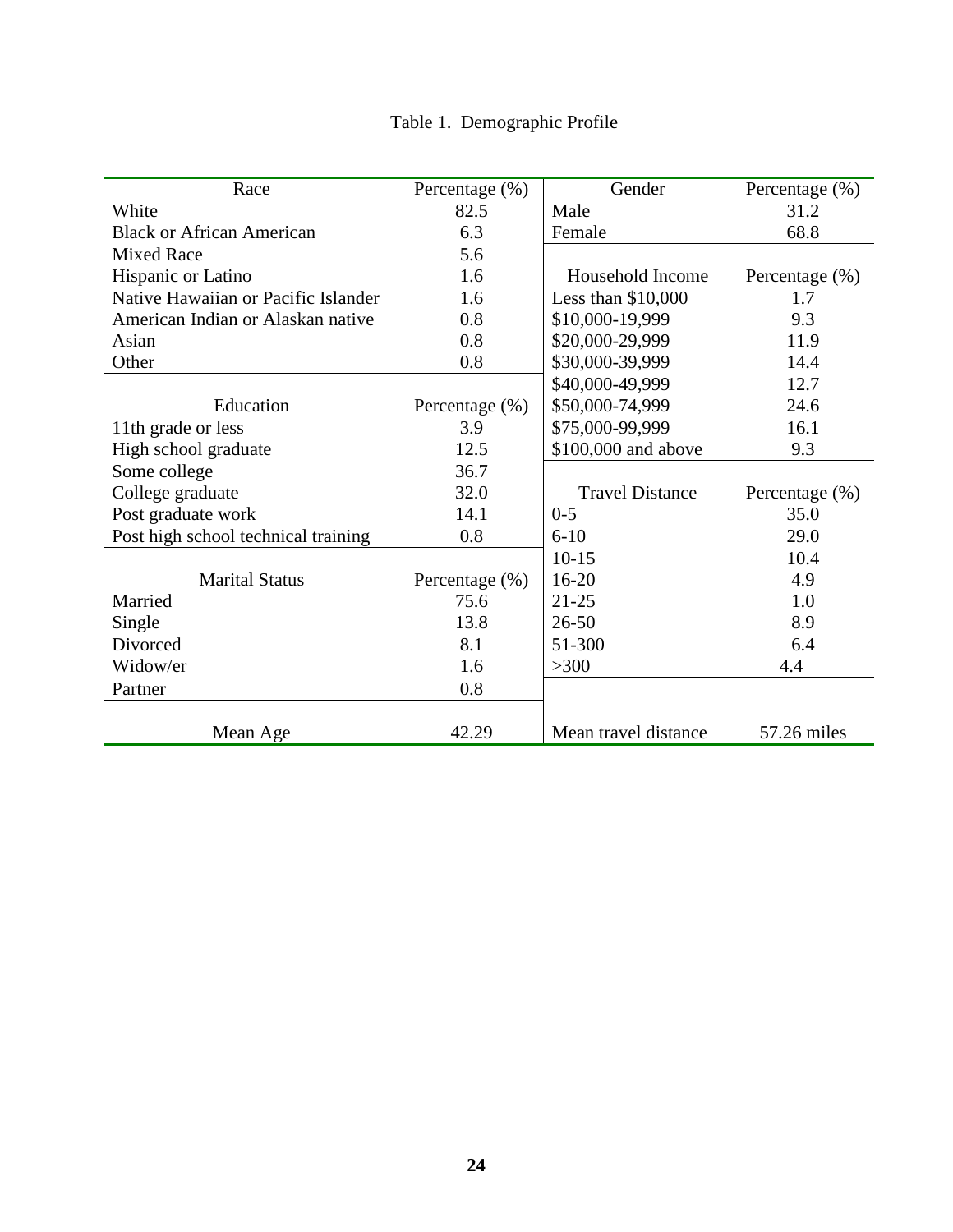Table 1. Demographic Profile

| Race | Percentage (%) | Gender | Percentage (%) |
|---|---|---|---|
| White | 82.5 | Male | 31.2 |
| Black or African American | 6.3 | Female | 68.8 |
| Mixed Race | 5.6 | | |
| Hispanic or Latino | 1.6 | Household Income | Percentage (%) |
| Native Hawaiian or Pacific Islander | 1.6 | Less than $10,000 | 1.7 |
| American Indian or Alaskan native | 0.8 | $10,000-19,999 | 9.3 |
| Asian | 0.8 | $20,000-29,999 | 11.9 |
| Other | 0.8 | $30,000-39,999 | 14.4 |
| | | $40,000-49,999 | 12.7 |
| Education | Percentage (%) | $50,000-74,999 | 24.6 |
| 11th grade or less | 3.9 | $75,000-99,999 | 16.1 |
| High school graduate | 12.5 | $100,000 and above | 9.3 |
| Some college | 36.7 | | |
| College graduate | 32.0 | Travel Distance | Percentage (%) |
| Post graduate work | 14.1 | 0-5 | 35.0 |
| Post high school technical training | 0.8 | 6-10 | 29.0 |
| | | 10-15 | 10.4 |
| Marital Status | Percentage (%) | 16-20 | 4.9 |
| Married | 75.6 | 21-25 | 1.0 |
| Single | 13.8 | 26-50 | 8.9 |
| Divorced | 8.1 | 51-300 | 6.4 |
| Widow/er | 1.6 | >300 | 4.4 |
| Partner | 0.8 | | |
| | | | |
| Mean Age | 42.29 | Mean travel distance | 57.26 miles |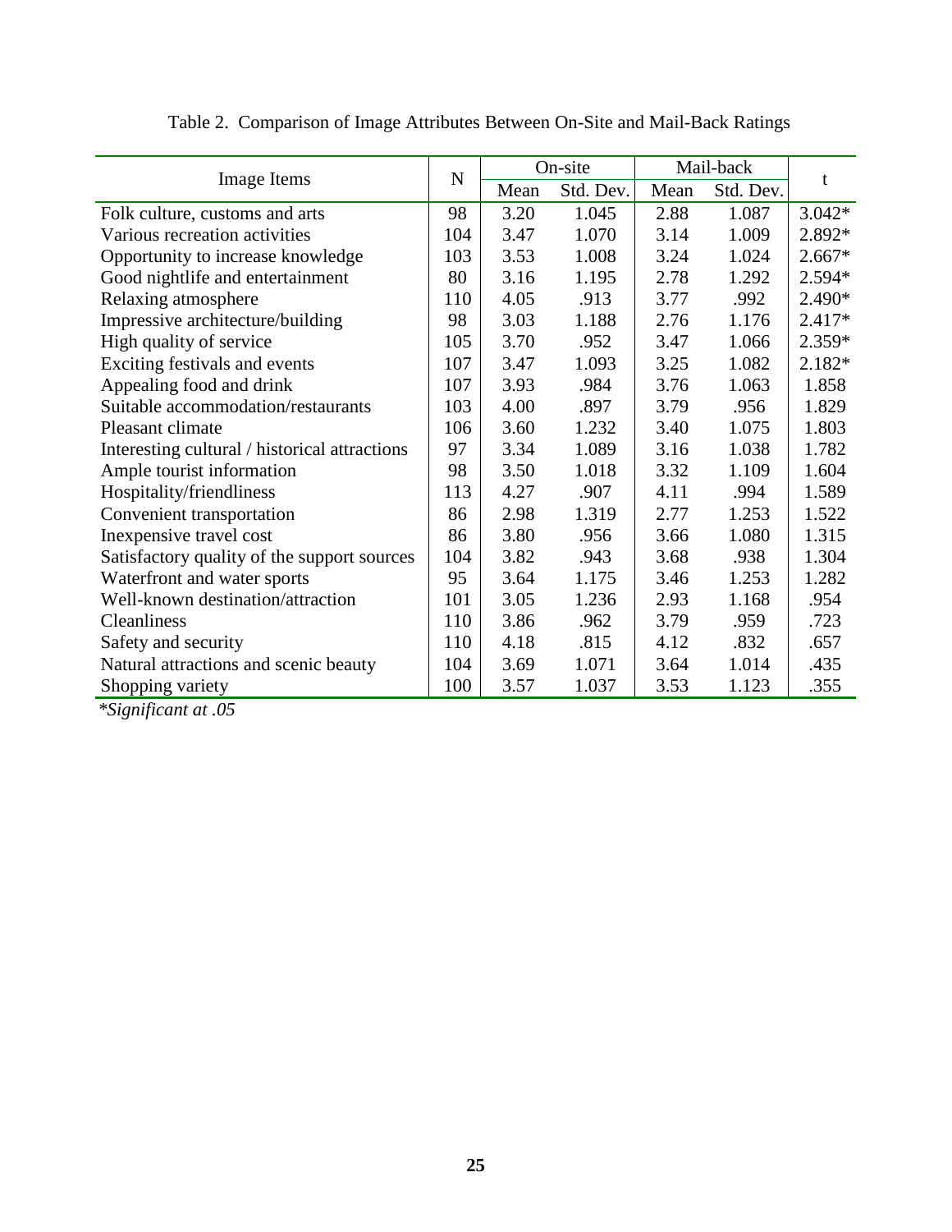Table 2. Comparison of Image Attributes Between On-Site and Mail-Back Ratings

| Image Items | N | On-site | | Mail-back | | t |
|---|---|---|---|---|---|---|
| | | Mean | Std. Dev. | Mean | Std. Dev. | |
| Folk culture, customs and arts | 98 | 3.20 | 1.045 | 2.88 | 1.087 | 3.042* |
| Various recreation activities | 104 | 3.47 | 1.070 | 3.14 | 1.009 | 2.892* |
| Opportunity to increase knowledge | 103 | 3.53 | 1.008 | 3.24 | 1.024 | 2.667* |
| Good nightlife and entertainment | 80 | 3.16 | 1.195 | 2.78 | 1.292 | 2.594* |
| Relaxing atmosphere | 110 | 4.05 | .913 | 3.77 | .992 | 2.490* |
| Impressive architecture/building | 98 | 3.03 | 1.188 | 2.76 | 1.176 | 2.417* |
| High quality of service | 105 | 3.70 | .952 | 3.47 | 1.066 | 2.359* |
| Exciting festivals and events | 107 | 3.47 | 1.093 | 3.25 | 1.082 | 2.182* |
| Appealing food and drink | 107 | 3.93 | .984 | 3.76 | 1.063 | 1.858 |
| Suitable accommodation/restaurants | 103 | 4.00 | .897 | 3.79 | .956 | 1.829 |
| Pleasant climate | 106 | 3.60 | 1.232 | 3.40 | 1.075 | 1.803 |
| Interesting cultural / historical attractions | 97 | 3.34 | 1.089 | 3.16 | 1.038 | 1.782 |
| Ample tourist information | 98 | 3.50 | 1.018 | 3.32 | 1.109 | 1.604 |
| Hospitality/friendliness | 113 | 4.27 | .907 | 4.11 | .994 | 1.589 |
| Convenient transportation | 86 | 2.98 | 1.319 | 2.77 | 1.253 | 1.522 |
| Inexpensive travel cost | 86 | 3.80 | .956 | 3.66 | 1.080 | 1.315 |
| Satisfactory quality of the support sources | 104 | 3.82 | .943 | 3.68 | .938 | 1.304 |
| Waterfront and water sports | 95 | 3.64 | 1.175 | 3.46 | 1.253 | 1.282 |
| Well-known destination/attraction | 101 | 3.05 | 1.236 | 2.93 | 1.168 | .954 |
| Cleanliness | 110 | 3.86 | .962 | 3.79 | .959 | .723 |
| Safety and security | 110 | 4.18 | .815 | 4.12 | .832 | .657 |
| Natural attractions and scenic beauty | 104 | 3.69 | 1.071 | 3.64 | 1.014 | .435 |
| Shopping variety | 100 | 3.57 | 1.037 | 3.53 | 1.123 | .355 |

**Significant at .05*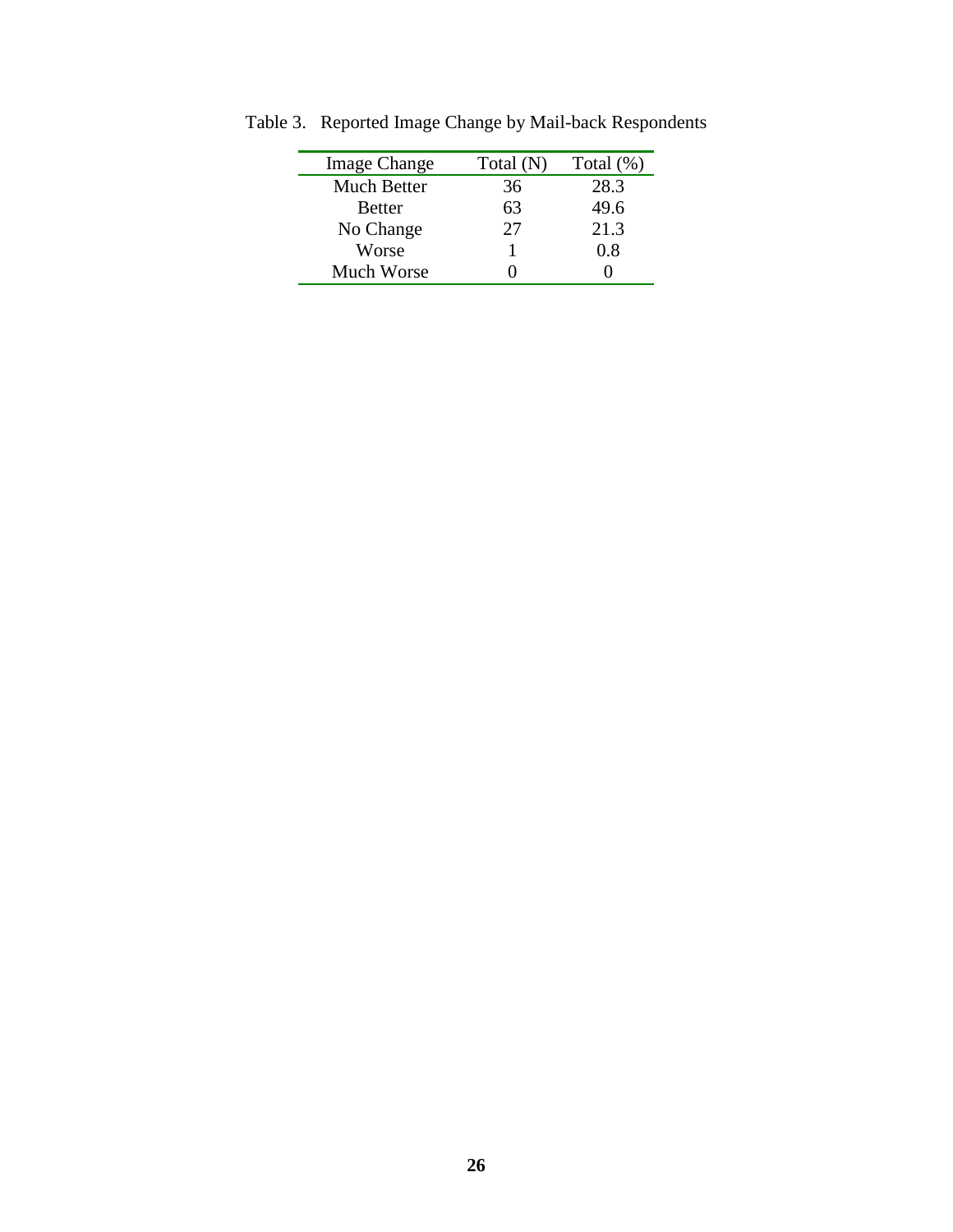Table 3. Reported Image Change by Mail-back Respondents

| Image Change | Total (N) | Total (%) |
| --- | --- | --- |
| Much Better | 36 | 28.3 |
| Better | 63 | 49.6 |
| No Change | 27 | 21.3 |
| Worse | 1 | 0.8 |
| Much Worse | 0 | 0 |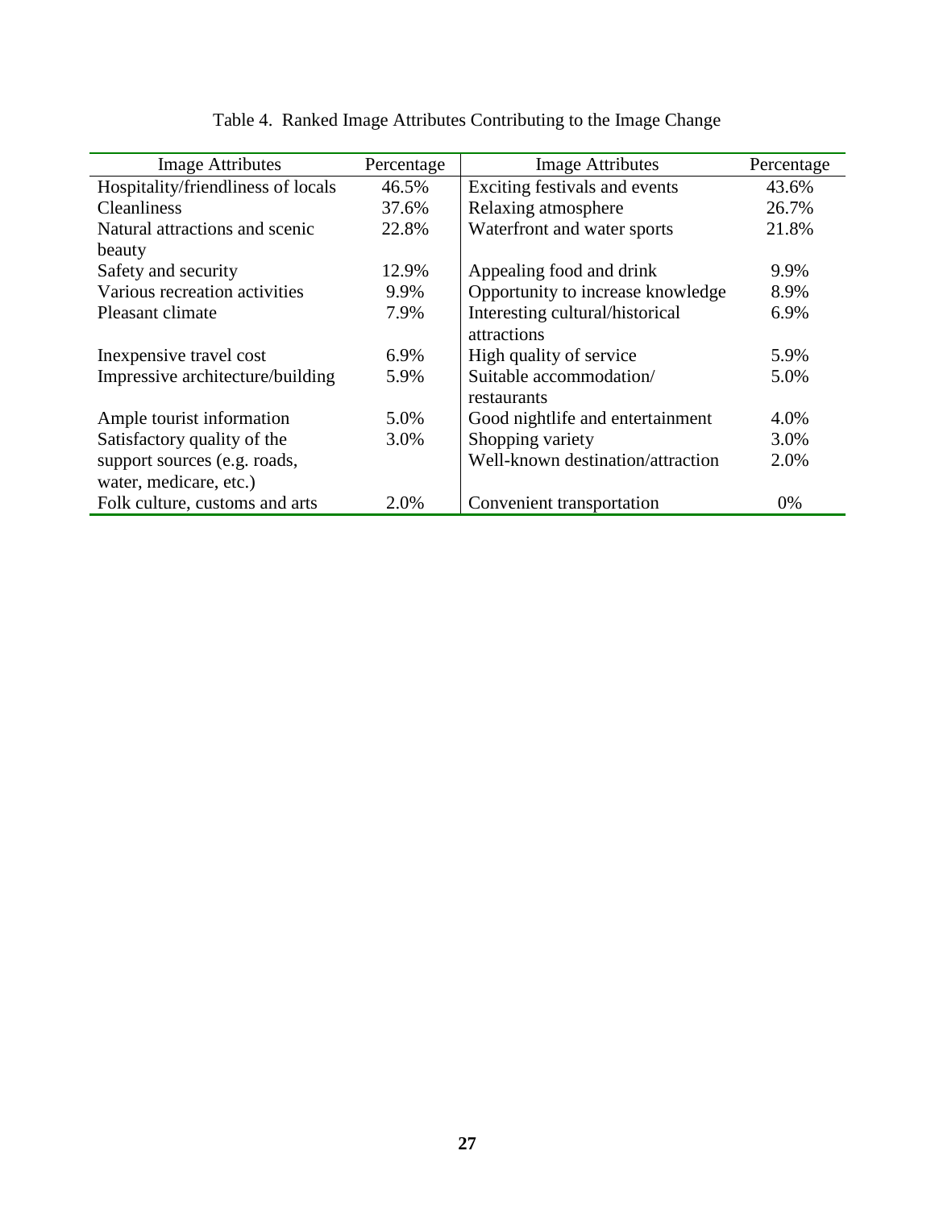Table 4. Ranked Image Attributes Contributing to the Image Change

| Image Attributes | Percentage | Image Attributes | Percentage |
|---|---|---|---|
| Hospitality/friendliness of locals | 46.5% | Exciting festivals and events | 43.6% |
| Cleanliness | 37.6% | Relaxing atmosphere | 26.7% |
| Natural attractions and scenic beauty | 22.8% | Waterfront and water sports | 21.8% |
| Safety and security | 12.9% | Appealing food and drink | 9.9% |
| Various recreation activities | 9.9% | Opportunity to increase knowledge | 8.9% |
| Pleasant climate | 7.9% | Interesting cultural/historical attractions | 6.9% |
| Inexpensive travel cost | 6.9% | High quality of service | 5.9% |
| Impressive architecture/building | 5.9% | Suitable accommodation/ restaurants | 5.0% |
| Ample tourist information | 5.0% | Good nightlife and entertainment | 4.0% |
| Satisfactory quality of the support sources (e.g. roads, water, medicare, etc.) | 3.0% | Shopping variety | 3.0% |
| | | Well-known destination/attraction | 2.0% |
| Folk culture, customs and arts | 2.0% | Convenient transportation | 0% |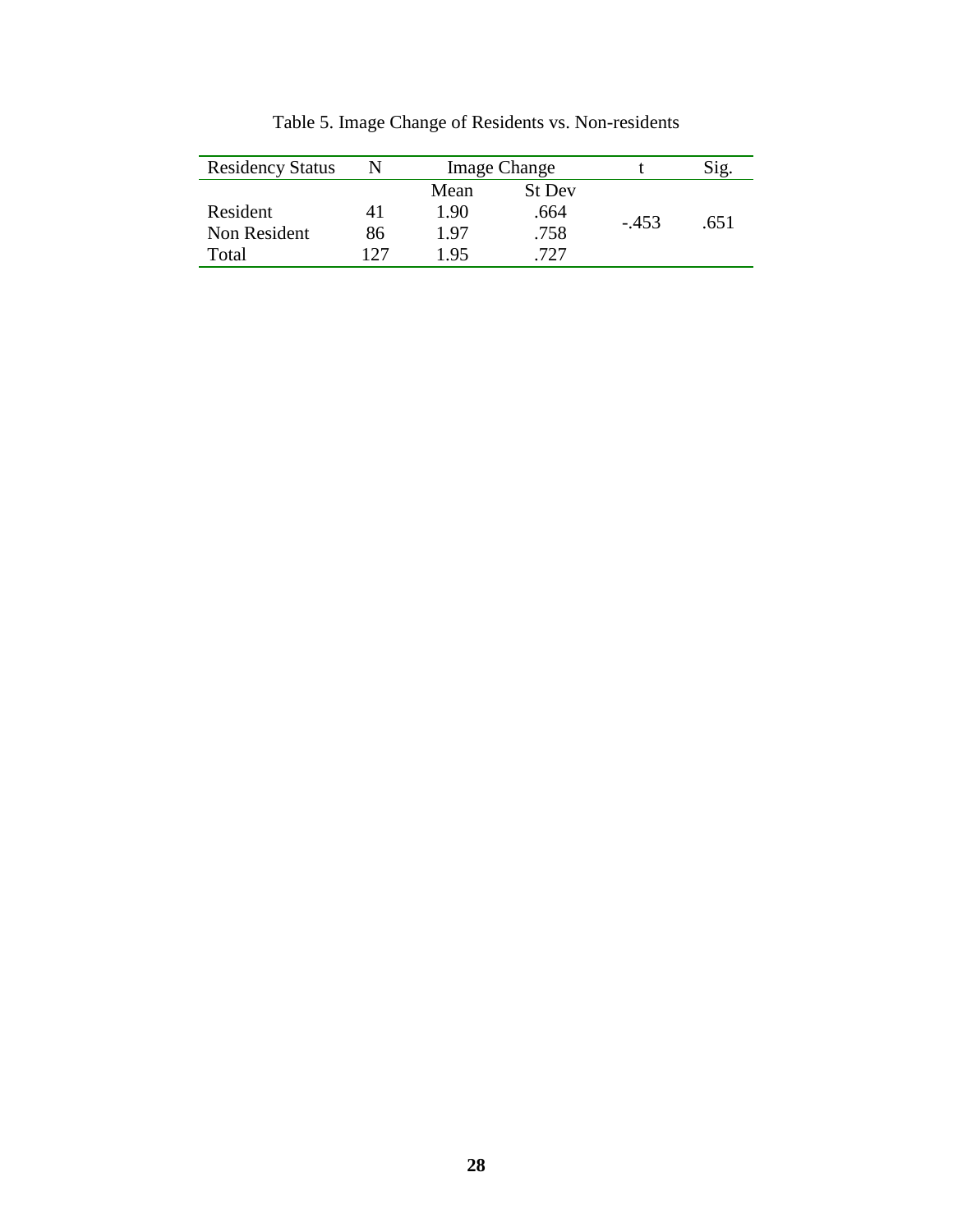Table 5. Image Change of Residents vs. Non-residents

| Residency Status | N | Image Change | | t | Sig. |
|---|---|---|---|---|---|
| | | Mean | St Dev | | |
| Resident | 41 | 1.90 | .664 | -.453 | .651 |
| Non Resident | 86 | 1.97 | .758 | | |
| Total | 127 | 1.95 | .727 | | |